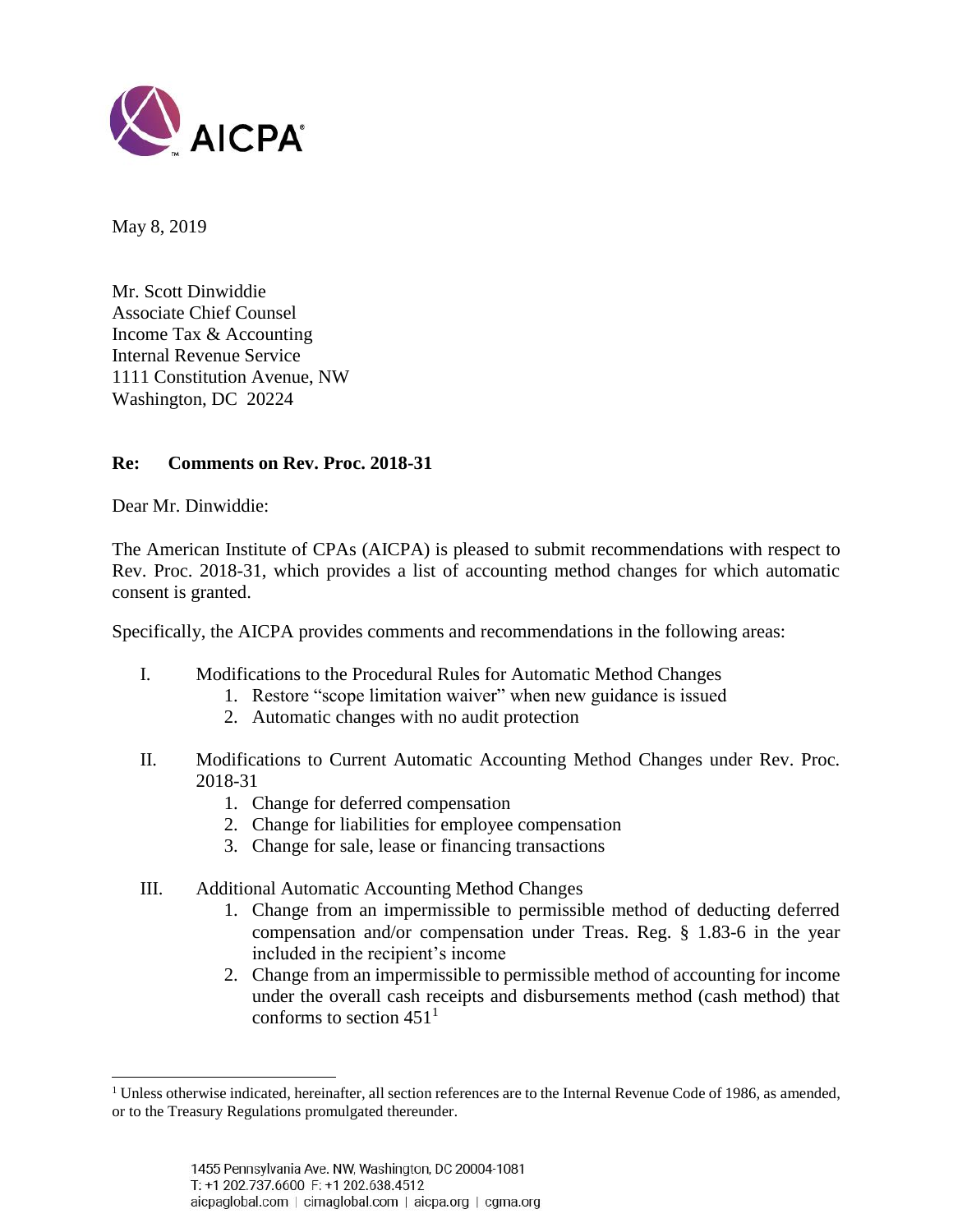May 8, 2019

Mr. Scott Dinwiddie
Associate Chief Counsel
Income Tax & Accounting
Internal Revenue Service
1111 Constitution Avenue, NW
Washington, DC 20224

**Re: Comments on Rev. Proc. 2018-31**

Dear Mr. Dinwiddie:

The American Institute of CPAs (AICPA) is pleased to submit recommendations with respect to Rev. Proc. 2018-31, which provides a list of accounting method changes for which automatic consent is granted.

Specifically, the AICPA provides comments and recommendations in the following areas:

I. Modifications to the Procedural Rules for Automatic Method Changes
   1. Restore "scope limitation waiver" when new guidance is issued
   2. Automatic changes with no audit protection

II. Modifications to Current Automatic Accounting Method Changes under Rev. Proc. 2018-31
   1. Change for deferred compensation
   2. Change for liabilities for employee compensation
   3. Change for sale, lease or financing transactions

III. Additional Automatic Accounting Method Changes
   1. Change from an impermissible to permissible method of deducting deferred compensation and/or compensation under Treas. Reg. § 1.83-6 in the year included in the recipient's income
   2. Change from an impermissible to permissible method of accounting for income under the overall cash receipts and disbursements method (cash method) that conforms to section 451[1]

[1] Unless otherwise indicated, hereinafter, all section references are to the Internal Revenue Code of 1986, as amended, or to the Treasury Regulations promulgated thereunder.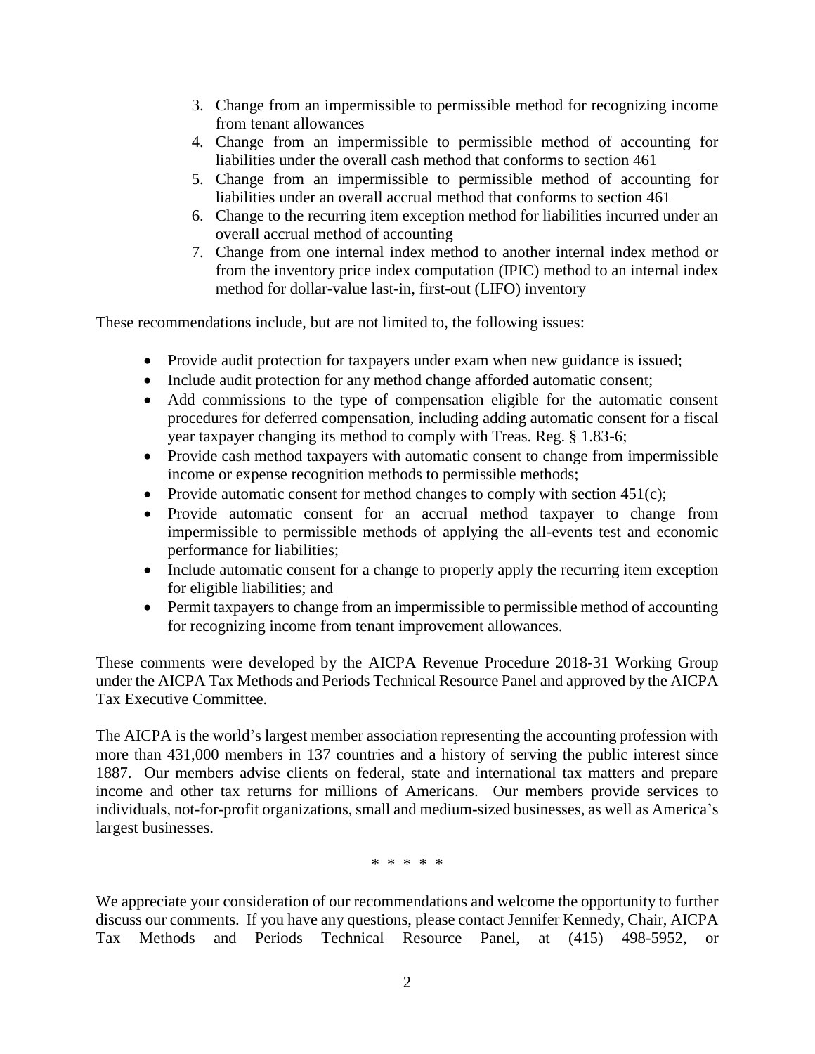3. Change from an impermissible to permissible method for recognizing income from tenant allowances
4. Change from an impermissible to permissible method of accounting for liabilities under the overall cash method that conforms to section 461
5. Change from an impermissible to permissible method of accounting for liabilities under an overall accrual method that conforms to section 461
6. Change to the recurring item exception method for liabilities incurred under an overall accrual method of accounting
7. Change from one internal index method to another internal index method or from the inventory price index computation (IPIC) method to an internal index method for dollar-value last-in, first-out (LIFO) inventory

These recommendations include, but are not limited to, the following issues:

- Provide audit protection for taxpayers under exam when new guidance is issued;
- Include audit protection for any method change afforded automatic consent;
- Add commissions to the type of compensation eligible for the automatic consent procedures for deferred compensation, including adding automatic consent for a fiscal year taxpayer changing its method to comply with Treas. Reg. § 1.83-6;
- Provide cash method taxpayers with automatic consent to change from impermissible income or expense recognition methods to permissible methods;
- Provide automatic consent for method changes to comply with section 451(c);
- Provide automatic consent for an accrual method taxpayer to change from impermissible to permissible methods of applying the all-events test and economic performance for liabilities;
- Include automatic consent for a change to properly apply the recurring item exception for eligible liabilities; and
- Permit taxpayers to change from an impermissible to permissible method of accounting for recognizing income from tenant improvement allowances.

These comments were developed by the AICPA Revenue Procedure 2018-31 Working Group under the AICPA Tax Methods and Periods Technical Resource Panel and approved by the AICPA Tax Executive Committee.

The AICPA is the world's largest member association representing the accounting profession with more than 431,000 members in 137 countries and a history of serving the public interest since 1887. Our members advise clients on federal, state and international tax matters and prepare income and other tax returns for millions of Americans. Our members provide services to individuals, not-for-profit organizations, small and medium-sized businesses, as well as America's largest businesses.

\* \* \* \* \*

We appreciate your consideration of our recommendations and welcome the opportunity to further discuss our comments. If you have any questions, please contact Jennifer Kennedy, Chair, AICPA Tax Methods and Periods Technical Resource Panel, at (415) 498-5952, or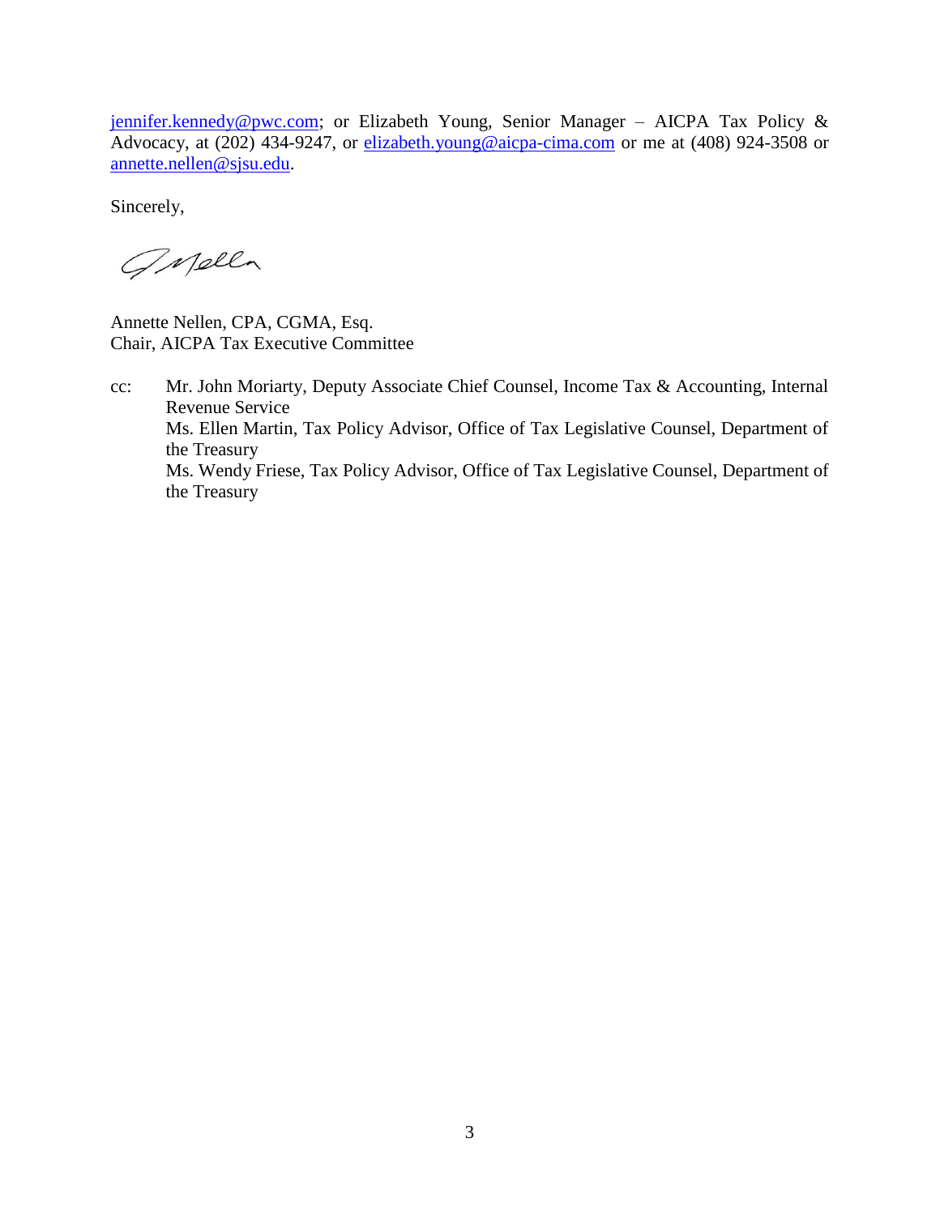jennifer.kennedy@pwc.com; or Elizabeth Young, Senior Manager – AICPA Tax Policy & Advocacy, at (202) 434-9247, or elizabeth.young@aicpa-cima.com or me at (408) 924-3508 or annette.nellen@sjsu.edu.

Sincerely,

Annette Nellen, CPA, CGMA, Esq.
Chair, AICPA Tax Executive Committee

cc: Mr. John Moriarty, Deputy Associate Chief Counsel, Income Tax & Accounting, Internal Revenue Service
Ms. Ellen Martin, Tax Policy Advisor, Office of Tax Legislative Counsel, Department of the Treasury
Ms. Wendy Friese, Tax Policy Advisor, Office of Tax Legislative Counsel, Department of the Treasury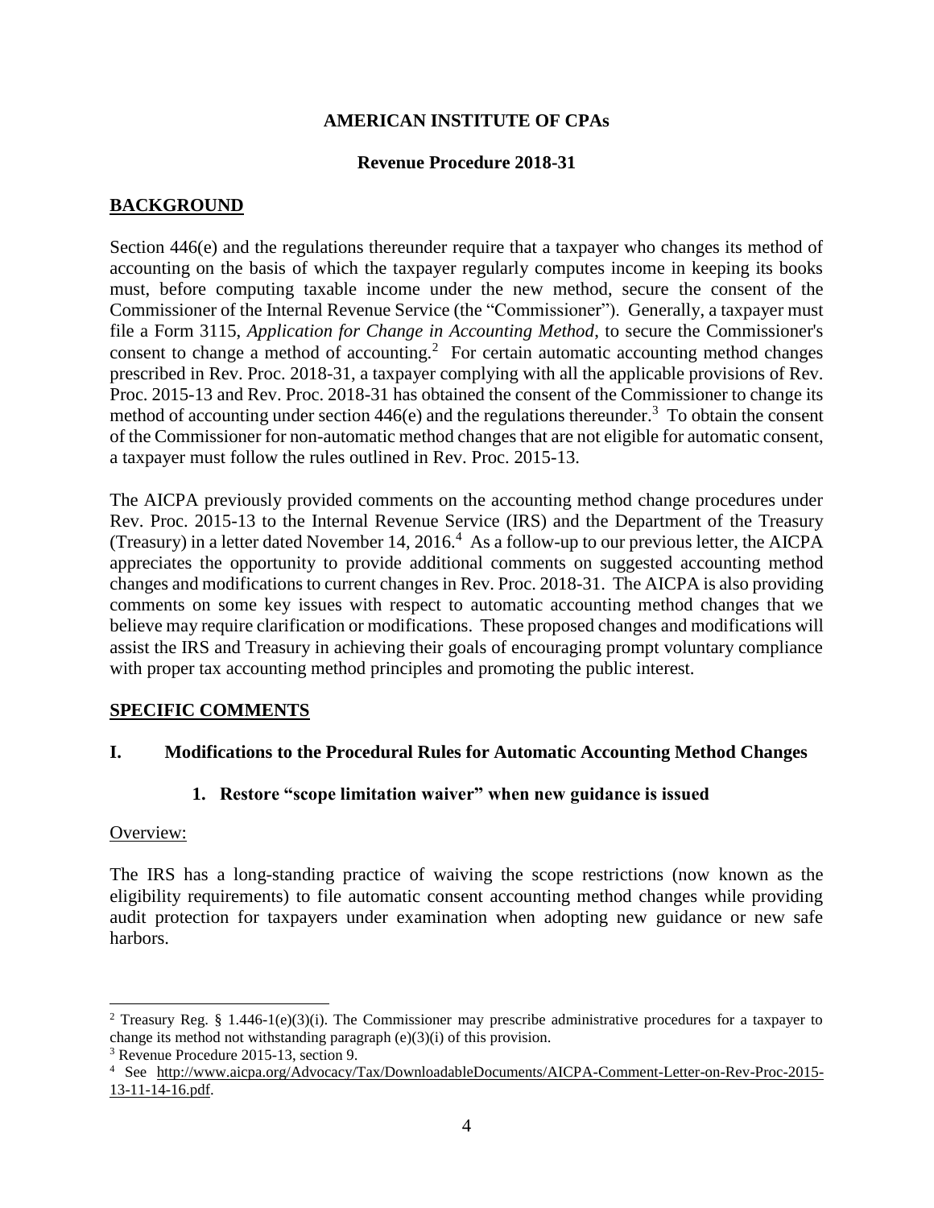**AMERICAN INSTITUTE OF CPAs**

**Revenue Procedure 2018-31**

## BACKGROUND

Section 446(e) and the regulations thereunder require that a taxpayer who changes its method of accounting on the basis of which the taxpayer regularly computes income in keeping its books must, before computing taxable income under the new method, secure the consent of the Commissioner of the Internal Revenue Service (the "Commissioner"). Generally, a taxpayer must file a Form 3115, *Application for Change in Accounting Method*, to secure the Commissioner's consent to change a method of accounting.[2] For certain automatic accounting method changes prescribed in Rev. Proc. 2018-31, a taxpayer complying with all the applicable provisions of Rev. Proc. 2015-13 and Rev. Proc. 2018-31 has obtained the consent of the Commissioner to change its method of accounting under section 446(e) and the regulations thereunder.[3] To obtain the consent of the Commissioner for non-automatic method changes that are not eligible for automatic consent, a taxpayer must follow the rules outlined in Rev. Proc. 2015-13.

The AICPA previously provided comments on the accounting method change procedures under Rev. Proc. 2015-13 to the Internal Revenue Service (IRS) and the Department of the Treasury (Treasury) in a letter dated November 14, 2016.[4] As a follow-up to our previous letter, the AICPA appreciates the opportunity to provide additional comments on suggested accounting method changes and modifications to current changes in Rev. Proc. 2018-31. The AICPA is also providing comments on some key issues with respect to automatic accounting method changes that we believe may require clarification or modifications. These proposed changes and modifications will assist the IRS and Treasury in achieving their goals of encouraging prompt voluntary compliance with proper tax accounting method principles and promoting the public interest.

## SPECIFIC COMMENTS

### I. Modifications to the Procedural Rules for Automatic Accounting Method Changes

#### 1. Restore "scope limitation waiver" when new guidance is issued

Overview:

The IRS has a long-standing practice of waiving the scope restrictions (now known as the eligibility requirements) to file automatic consent accounting method changes while providing audit protection for taxpayers under examination when adopting new guidance or new safe harbors.

---

[2] Treasury Reg. § 1.446-1(e)(3)(i). The Commissioner may prescribe administrative procedures for a taxpayer to change its method not withstanding paragraph (e)(3)(i) of this provision.

[3] Revenue Procedure 2015-13, section 9.

[4] See http://www.aicpa.org/Advocacy/Tax/DownloadableDocuments/AICPA-Comment-Letter-on-Rev-Proc-2015-13-11-14-16.pdf.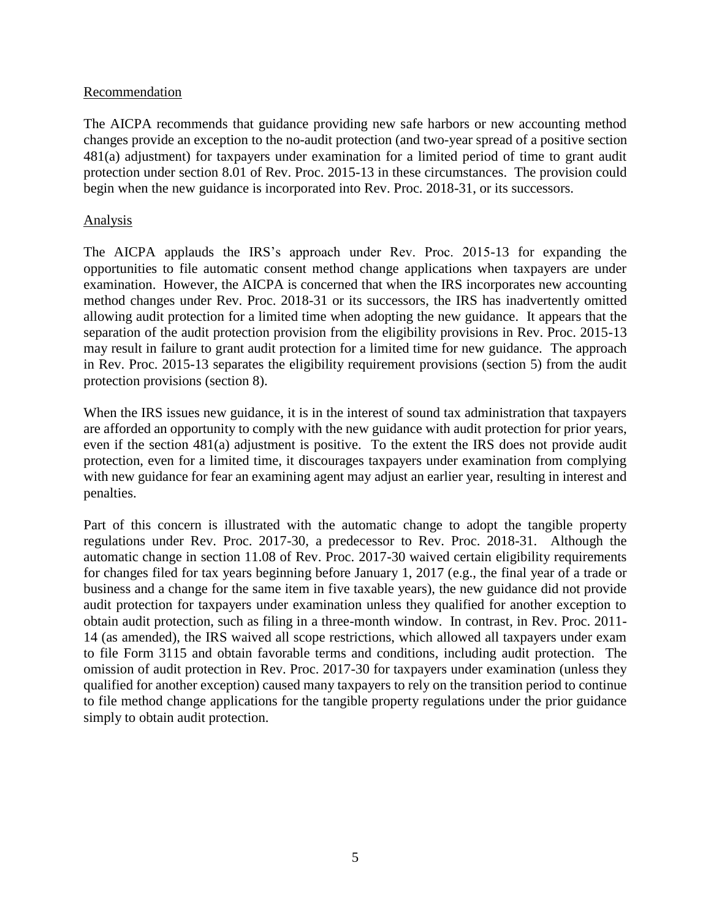Recommendation

The AICPA recommends that guidance providing new safe harbors or new accounting method changes provide an exception to the no-audit protection (and two-year spread of a positive section 481(a) adjustment) for taxpayers under examination for a limited period of time to grant audit protection under section 8.01 of Rev. Proc. 2015-13 in these circumstances. The provision could begin when the new guidance is incorporated into Rev. Proc. 2018-31, or its successors.

Analysis

The AICPA applauds the IRS's approach under Rev. Proc. 2015-13 for expanding the opportunities to file automatic consent method change applications when taxpayers are under examination. However, the AICPA is concerned that when the IRS incorporates new accounting method changes under Rev. Proc. 2018-31 or its successors, the IRS has inadvertently omitted allowing audit protection for a limited time when adopting the new guidance. It appears that the separation of the audit protection provision from the eligibility provisions in Rev. Proc. 2015-13 may result in failure to grant audit protection for a limited time for new guidance. The approach in Rev. Proc. 2015-13 separates the eligibility requirement provisions (section 5) from the audit protection provisions (section 8).

When the IRS issues new guidance, it is in the interest of sound tax administration that taxpayers are afforded an opportunity to comply with the new guidance with audit protection for prior years, even if the section 481(a) adjustment is positive. To the extent the IRS does not provide audit protection, even for a limited time, it discourages taxpayers under examination from complying with new guidance for fear an examining agent may adjust an earlier year, resulting in interest and penalties.

Part of this concern is illustrated with the automatic change to adopt the tangible property regulations under Rev. Proc. 2017-30, a predecessor to Rev. Proc. 2018-31. Although the automatic change in section 11.08 of Rev. Proc. 2017-30 waived certain eligibility requirements for changes filed for tax years beginning before January 1, 2017 (e.g., the final year of a trade or business and a change for the same item in five taxable years), the new guidance did not provide audit protection for taxpayers under examination unless they qualified for another exception to obtain audit protection, such as filing in a three-month window. In contrast, in Rev. Proc. 2011-14 (as amended), the IRS waived all scope restrictions, which allowed all taxpayers under exam to file Form 3115 and obtain favorable terms and conditions, including audit protection. The omission of audit protection in Rev. Proc. 2017-30 for taxpayers under examination (unless they qualified for another exception) caused many taxpayers to rely on the transition period to continue to file method change applications for the tangible property regulations under the prior guidance simply to obtain audit protection.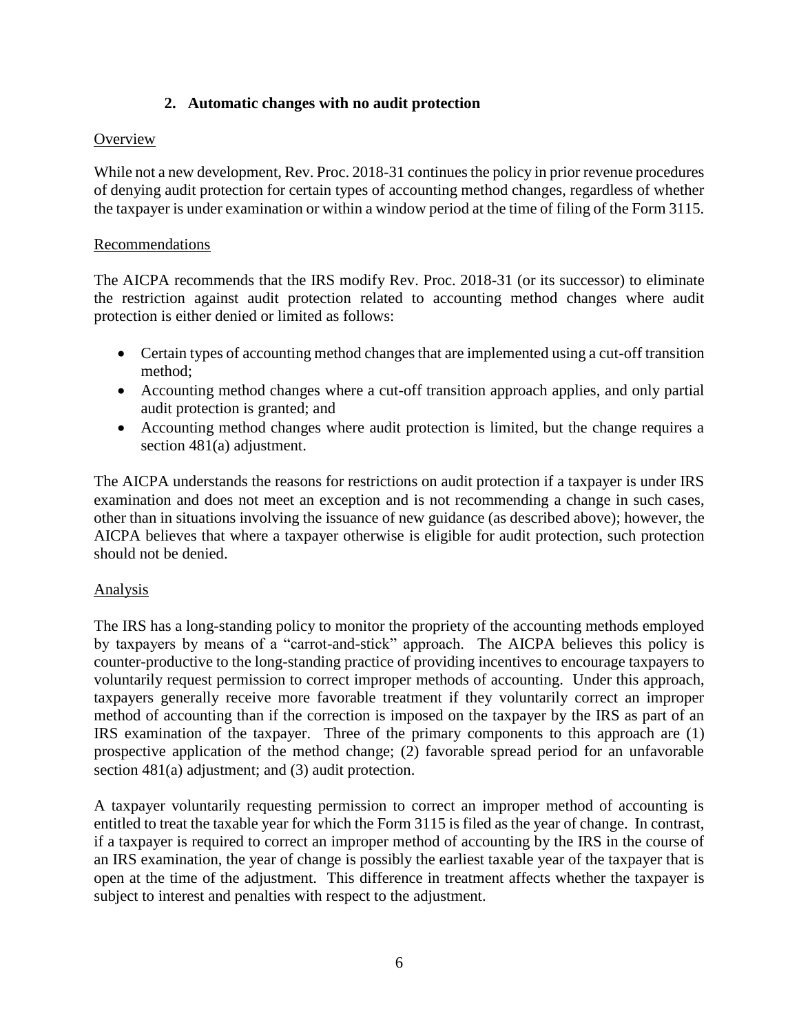### 2. Automatic changes with no audit protection

Overview

While not a new development, Rev. Proc. 2018-31 continues the policy in prior revenue procedures of denying audit protection for certain types of accounting method changes, regardless of whether the taxpayer is under examination or within a window period at the time of filing of the Form 3115.

Recommendations

The AICPA recommends that the IRS modify Rev. Proc. 2018-31 (or its successor) to eliminate the restriction against audit protection related to accounting method changes where audit protection is either denied or limited as follows:

- Certain types of accounting method changes that are implemented using a cut-off transition method;
- Accounting method changes where a cut-off transition approach applies, and only partial audit protection is granted; and
- Accounting method changes where audit protection is limited, but the change requires a section 481(a) adjustment.

The AICPA understands the reasons for restrictions on audit protection if a taxpayer is under IRS examination and does not meet an exception and is not recommending a change in such cases, other than in situations involving the issuance of new guidance (as described above); however, the AICPA believes that where a taxpayer otherwise is eligible for audit protection, such protection should not be denied.

Analysis

The IRS has a long-standing policy to monitor the propriety of the accounting methods employed by taxpayers by means of a "carrot-and-stick" approach. The AICPA believes this policy is counter-productive to the long-standing practice of providing incentives to encourage taxpayers to voluntarily request permission to correct improper methods of accounting. Under this approach, taxpayers generally receive more favorable treatment if they voluntarily correct an improper method of accounting than if the correction is imposed on the taxpayer by the IRS as part of an IRS examination of the taxpayer. Three of the primary components to this approach are (1) prospective application of the method change; (2) favorable spread period for an unfavorable section 481(a) adjustment; and (3) audit protection.

A taxpayer voluntarily requesting permission to correct an improper method of accounting is entitled to treat the taxable year for which the Form 3115 is filed as the year of change. In contrast, if a taxpayer is required to correct an improper method of accounting by the IRS in the course of an IRS examination, the year of change is possibly the earliest taxable year of the taxpayer that is open at the time of the adjustment. This difference in treatment affects whether the taxpayer is subject to interest and penalties with respect to the adjustment.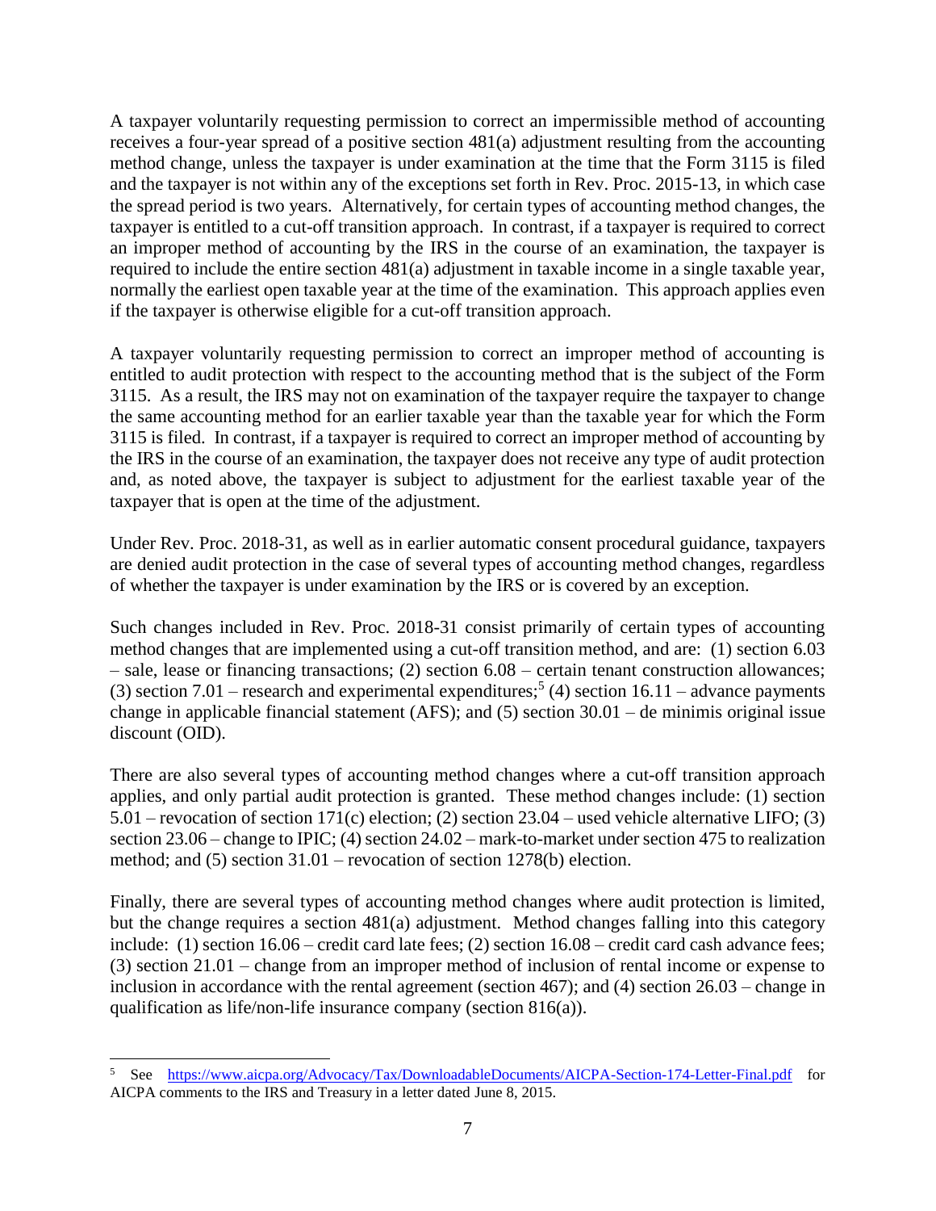A taxpayer voluntarily requesting permission to correct an impermissible method of accounting receives a four-year spread of a positive section 481(a) adjustment resulting from the accounting method change, unless the taxpayer is under examination at the time that the Form 3115 is filed and the taxpayer is not within any of the exceptions set forth in Rev. Proc. 2015-13, in which case the spread period is two years. Alternatively, for certain types of accounting method changes, the taxpayer is entitled to a cut-off transition approach. In contrast, if a taxpayer is required to correct an improper method of accounting by the IRS in the course of an examination, the taxpayer is required to include the entire section 481(a) adjustment in taxable income in a single taxable year, normally the earliest open taxable year at the time of the examination. This approach applies even if the taxpayer is otherwise eligible for a cut-off transition approach.

A taxpayer voluntarily requesting permission to correct an improper method of accounting is entitled to audit protection with respect to the accounting method that is the subject of the Form 3115. As a result, the IRS may not on examination of the taxpayer require the taxpayer to change the same accounting method for an earlier taxable year than the taxable year for which the Form 3115 is filed. In contrast, if a taxpayer is required to correct an improper method of accounting by the IRS in the course of an examination, the taxpayer does not receive any type of audit protection and, as noted above, the taxpayer is subject to adjustment for the earliest taxable year of the taxpayer that is open at the time of the adjustment.

Under Rev. Proc. 2018-31, as well as in earlier automatic consent procedural guidance, taxpayers are denied audit protection in the case of several types of accounting method changes, regardless of whether the taxpayer is under examination by the IRS or is covered by an exception.

Such changes included in Rev. Proc. 2018-31 consist primarily of certain types of accounting method changes that are implemented using a cut-off transition method, and are: (1) section 6.03 – sale, lease or financing transactions; (2) section 6.08 – certain tenant construction allowances; (3) section 7.01 – research and experimental expenditures;[5] (4) section 16.11 – advance payments change in applicable financial statement (AFS); and (5) section 30.01 – de minimis original issue discount (OID).

There are also several types of accounting method changes where a cut-off transition approach applies, and only partial audit protection is granted. These method changes include: (1) section 5.01 – revocation of section 171(c) election; (2) section 23.04 – used vehicle alternative LIFO; (3) section 23.06 – change to IPIC; (4) section 24.02 – mark-to-market under section 475 to realization method; and (5) section 31.01 – revocation of section 1278(b) election.

Finally, there are several types of accounting method changes where audit protection is limited, but the change requires a section 481(a) adjustment. Method changes falling into this category include: (1) section 16.06 – credit card late fees; (2) section 16.08 – credit card cash advance fees; (3) section 21.01 – change from an improper method of inclusion of rental income or expense to inclusion in accordance with the rental agreement (section 467); and (4) section 26.03 – change in qualification as life/non-life insurance company (section 816(a)).

---

[5] See https://www.aicpa.org/Advocacy/Tax/DownloadableDocuments/AICPA-Section-174-Letter-Final.pdf for AICPA comments to the IRS and Treasury in a letter dated June 8, 2015.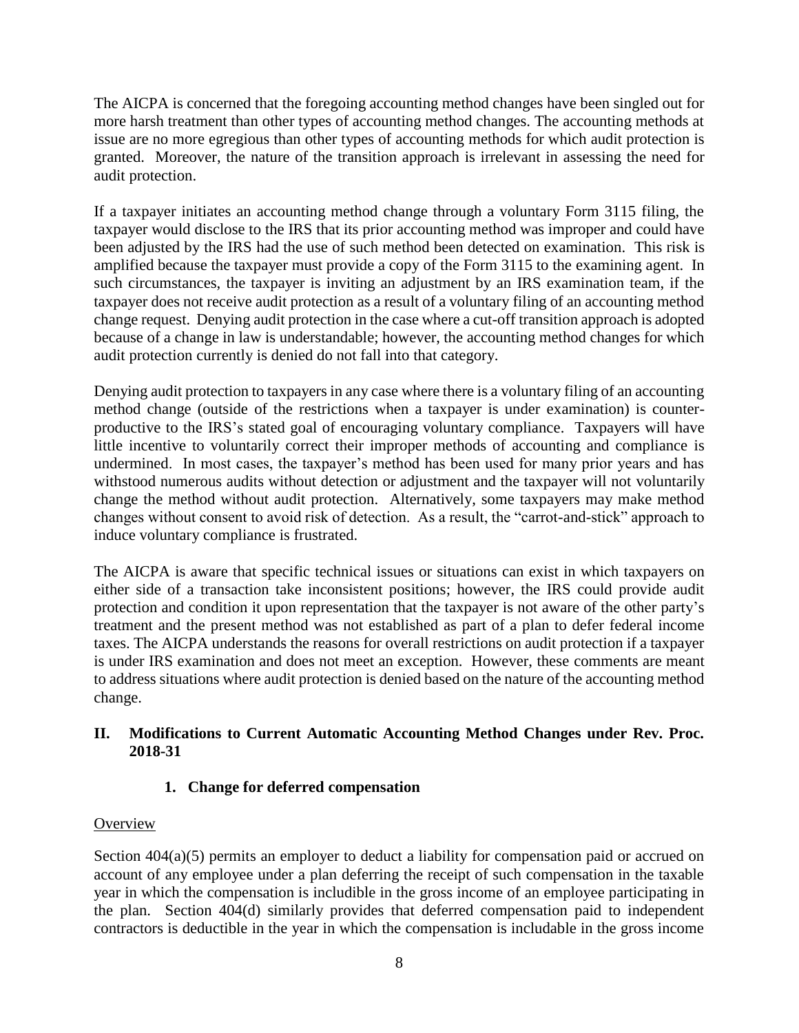The AICPA is concerned that the foregoing accounting method changes have been singled out for more harsh treatment than other types of accounting method changes. The accounting methods at issue are no more egregious than other types of accounting methods for which audit protection is granted. Moreover, the nature of the transition approach is irrelevant in assessing the need for audit protection.

If a taxpayer initiates an accounting method change through a voluntary Form 3115 filing, the taxpayer would disclose to the IRS that its prior accounting method was improper and could have been adjusted by the IRS had the use of such method been detected on examination. This risk is amplified because the taxpayer must provide a copy of the Form 3115 to the examining agent. In such circumstances, the taxpayer is inviting an adjustment by an IRS examination team, if the taxpayer does not receive audit protection as a result of a voluntary filing of an accounting method change request. Denying audit protection in the case where a cut-off transition approach is adopted because of a change in law is understandable; however, the accounting method changes for which audit protection currently is denied do not fall into that category.

Denying audit protection to taxpayers in any case where there is a voluntary filing of an accounting method change (outside of the restrictions when a taxpayer is under examination) is counter-productive to the IRS's stated goal of encouraging voluntary compliance. Taxpayers will have little incentive to voluntarily correct their improper methods of accounting and compliance is undermined. In most cases, the taxpayer's method has been used for many prior years and has withstood numerous audits without detection or adjustment and the taxpayer will not voluntarily change the method without audit protection. Alternatively, some taxpayers may make method changes without consent to avoid risk of detection. As a result, the "carrot-and-stick" approach to induce voluntary compliance is frustrated.

The AICPA is aware that specific technical issues or situations can exist in which taxpayers on either side of a transaction take inconsistent positions; however, the IRS could provide audit protection and condition it upon representation that the taxpayer is not aware of the other party's treatment and the present method was not established as part of a plan to defer federal income taxes. The AICPA understands the reasons for overall restrictions on audit protection if a taxpayer is under IRS examination and does not meet an exception. However, these comments are meant to address situations where audit protection is denied based on the nature of the accounting method change.

## II. Modifications to Current Automatic Accounting Method Changes under Rev. Proc. 2018-31

### 1. Change for deferred compensation

Overview

Section 404(a)(5) permits an employer to deduct a liability for compensation paid or accrued on account of any employee under a plan deferring the receipt of such compensation in the taxable year in which the compensation is includible in the gross income of an employee participating in the plan. Section 404(d) similarly provides that deferred compensation paid to independent contractors is deductible in the year in which the compensation is includable in the gross income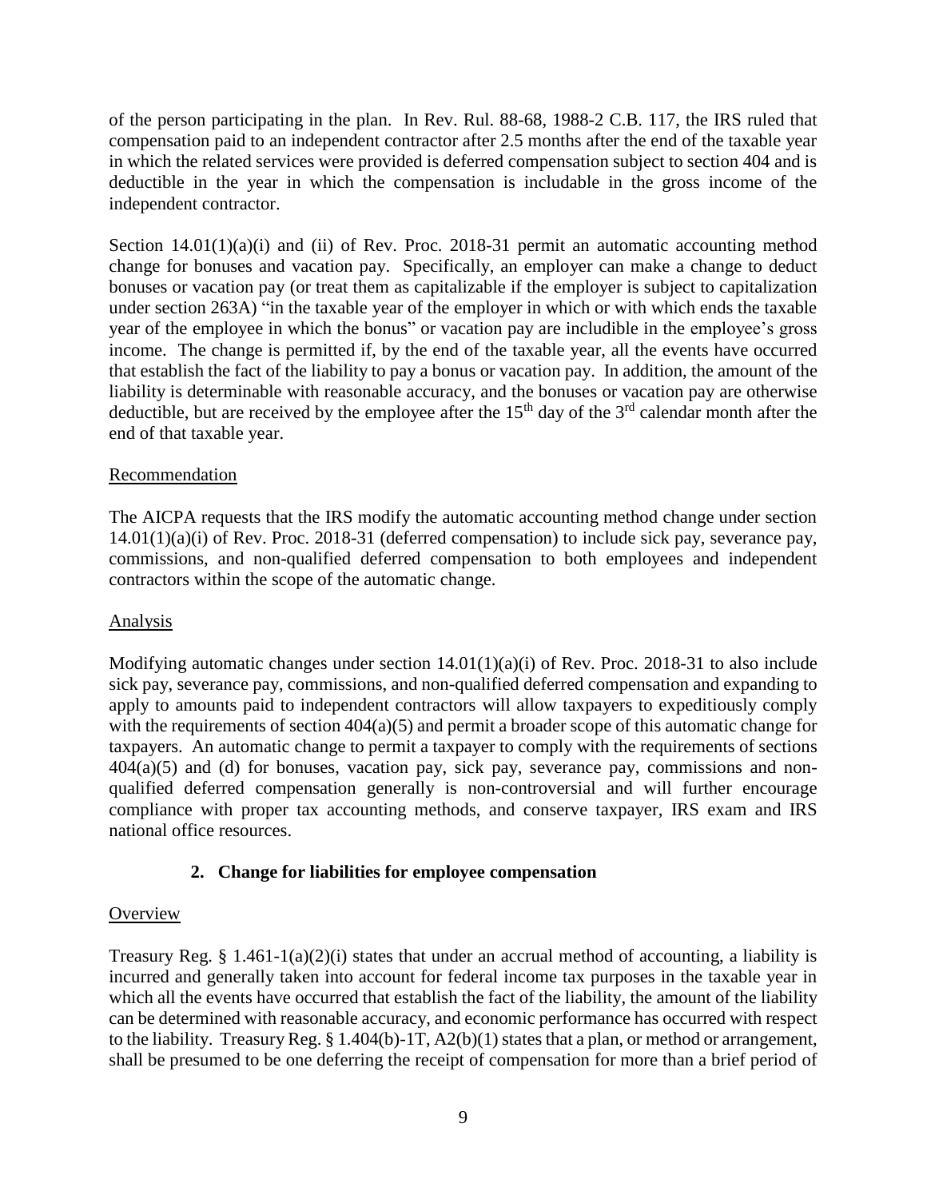of the person participating in the plan. In Rev. Rul. 88-68, 1988-2 C.B. 117, the IRS ruled that compensation paid to an independent contractor after 2.5 months after the end of the taxable year in which the related services were provided is deferred compensation subject to section 404 and is deductible in the year in which the compensation is includable in the gross income of the independent contractor.

Section 14.01(1)(a)(i) and (ii) of Rev. Proc. 2018-31 permit an automatic accounting method change for bonuses and vacation pay. Specifically, an employer can make a change to deduct bonuses or vacation pay (or treat them as capitalizable if the employer is subject to capitalization under section 263A) "in the taxable year of the employer in which or with which ends the taxable year of the employee in which the bonus" or vacation pay are includible in the employee's gross income. The change is permitted if, by the end of the taxable year, all the events have occurred that establish the fact of the liability to pay a bonus or vacation pay. In addition, the amount of the liability is determinable with reasonable accuracy, and the bonuses or vacation pay are otherwise deductible, but are received by the employee after the 15th day of the 3rd calendar month after the end of that taxable year.

Recommendation

The AICPA requests that the IRS modify the automatic accounting method change under section 14.01(1)(a)(i) of Rev. Proc. 2018-31 (deferred compensation) to include sick pay, severance pay, commissions, and non-qualified deferred compensation to both employees and independent contractors within the scope of the automatic change.

Analysis

Modifying automatic changes under section 14.01(1)(a)(i) of Rev. Proc. 2018-31 to also include sick pay, severance pay, commissions, and non-qualified deferred compensation and expanding to apply to amounts paid to independent contractors will allow taxpayers to expeditiously comply with the requirements of section 404(a)(5) and permit a broader scope of this automatic change for taxpayers. An automatic change to permit a taxpayer to comply with the requirements of sections 404(a)(5) and (d) for bonuses, vacation pay, sick pay, severance pay, commissions and non-qualified deferred compensation generally is non-controversial and will further encourage compliance with proper tax accounting methods, and conserve taxpayer, IRS exam and IRS national office resources.

### 2. Change for liabilities for employee compensation

Overview

Treasury Reg. § 1.461-1(a)(2)(i) states that under an accrual method of accounting, a liability is incurred and generally taken into account for federal income tax purposes in the taxable year in which all the events have occurred that establish the fact of the liability, the amount of the liability can be determined with reasonable accuracy, and economic performance has occurred with respect to the liability. Treasury Reg. § 1.404(b)-1T, A2(b)(1) states that a plan, or method or arrangement, shall be presumed to be one deferring the receipt of compensation for more than a brief period of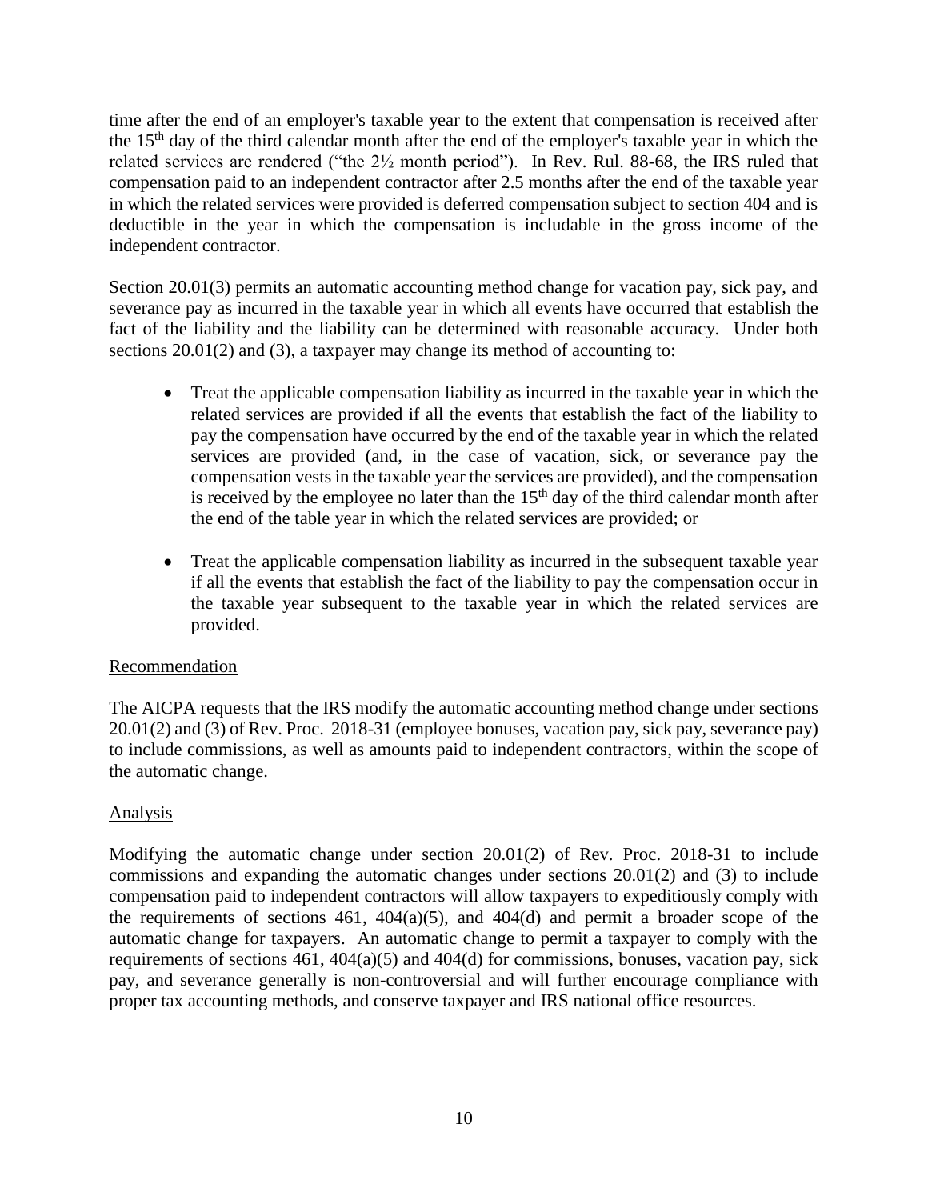time after the end of an employer's taxable year to the extent that compensation is received after the 15th day of the third calendar month after the end of the employer's taxable year in which the related services are rendered ("the 2½ month period"). In Rev. Rul. 88-68, the IRS ruled that compensation paid to an independent contractor after 2.5 months after the end of the taxable year in which the related services were provided is deferred compensation subject to section 404 and is deductible in the year in which the compensation is includable in the gross income of the independent contractor.

Section 20.01(3) permits an automatic accounting method change for vacation pay, sick pay, and severance pay as incurred in the taxable year in which all events have occurred that establish the fact of the liability and the liability can be determined with reasonable accuracy. Under both sections 20.01(2) and (3), a taxpayer may change its method of accounting to:

- Treat the applicable compensation liability as incurred in the taxable year in which the related services are provided if all the events that establish the fact of the liability to pay the compensation have occurred by the end of the taxable year in which the related services are provided (and, in the case of vacation, sick, or severance pay the compensation vests in the taxable year the services are provided), and the compensation is received by the employee no later than the 15th day of the third calendar month after the end of the table year in which the related services are provided; or

- Treat the applicable compensation liability as incurred in the subsequent taxable year if all the events that establish the fact of the liability to pay the compensation occur in the taxable year subsequent to the taxable year in which the related services are provided.

<u>Recommendation</u>

The AICPA requests that the IRS modify the automatic accounting method change under sections 20.01(2) and (3) of Rev. Proc. 2018-31 (employee bonuses, vacation pay, sick pay, severance pay) to include commissions, as well as amounts paid to independent contractors, within the scope of the automatic change.

<u>Analysis</u>

Modifying the automatic change under section 20.01(2) of Rev. Proc. 2018-31 to include commissions and expanding the automatic changes under sections 20.01(2) and (3) to include compensation paid to independent contractors will allow taxpayers to expeditiously comply with the requirements of sections 461, 404(a)(5), and 404(d) and permit a broader scope of the automatic change for taxpayers. An automatic change to permit a taxpayer to comply with the requirements of sections 461, 404(a)(5) and 404(d) for commissions, bonuses, vacation pay, sick pay, and severance generally is non-controversial and will further encourage compliance with proper tax accounting methods, and conserve taxpayer and IRS national office resources.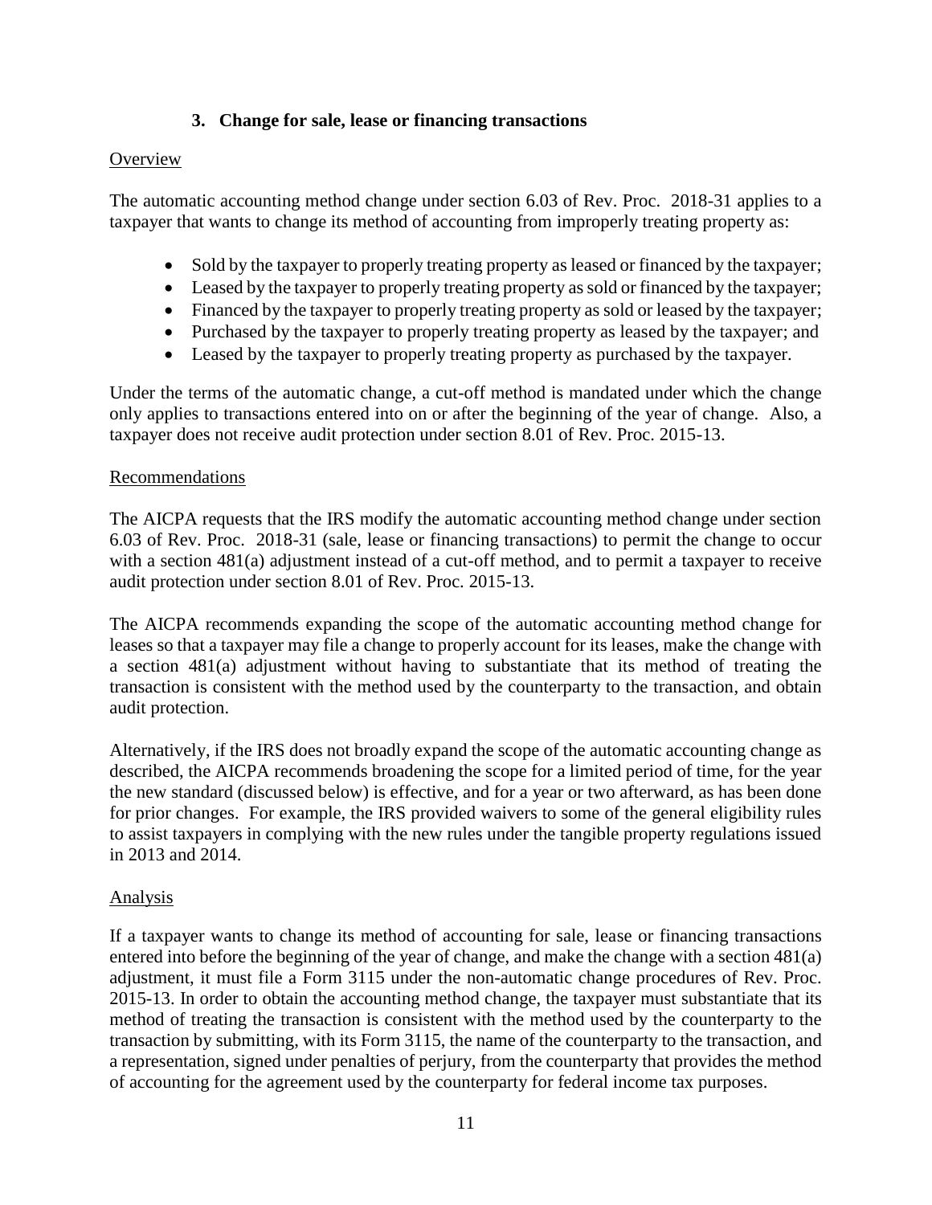### 3. Change for sale, lease or financing transactions

Overview

The automatic accounting method change under section 6.03 of Rev. Proc. 2018-31 applies to a taxpayer that wants to change its method of accounting from improperly treating property as:

- Sold by the taxpayer to properly treating property as leased or financed by the taxpayer;
- Leased by the taxpayer to properly treating property as sold or financed by the taxpayer;
- Financed by the taxpayer to properly treating property as sold or leased by the taxpayer;
- Purchased by the taxpayer to properly treating property as leased by the taxpayer; and
- Leased by the taxpayer to properly treating property as purchased by the taxpayer.

Under the terms of the automatic change, a cut-off method is mandated under which the change only applies to transactions entered into on or after the beginning of the year of change. Also, a taxpayer does not receive audit protection under section 8.01 of Rev. Proc. 2015-13.

Recommendations

The AICPA requests that the IRS modify the automatic accounting method change under section 6.03 of Rev. Proc. 2018-31 (sale, lease or financing transactions) to permit the change to occur with a section 481(a) adjustment instead of a cut-off method, and to permit a taxpayer to receive audit protection under section 8.01 of Rev. Proc. 2015-13.

The AICPA recommends expanding the scope of the automatic accounting method change for leases so that a taxpayer may file a change to properly account for its leases, make the change with a section 481(a) adjustment without having to substantiate that its method of treating the transaction is consistent with the method used by the counterparty to the transaction, and obtain audit protection.

Alternatively, if the IRS does not broadly expand the scope of the automatic accounting change as described, the AICPA recommends broadening the scope for a limited period of time, for the year the new standard (discussed below) is effective, and for a year or two afterward, as has been done for prior changes. For example, the IRS provided waivers to some of the general eligibility rules to assist taxpayers in complying with the new rules under the tangible property regulations issued in 2013 and 2014.

Analysis

If a taxpayer wants to change its method of accounting for sale, lease or financing transactions entered into before the beginning of the year of change, and make the change with a section 481(a) adjustment, it must file a Form 3115 under the non-automatic change procedures of Rev. Proc. 2015-13. In order to obtain the accounting method change, the taxpayer must substantiate that its method of treating the transaction is consistent with the method used by the counterparty to the transaction by submitting, with its Form 3115, the name of the counterparty to the transaction, and a representation, signed under penalties of perjury, from the counterparty that provides the method of accounting for the agreement used by the counterparty for federal income tax purposes.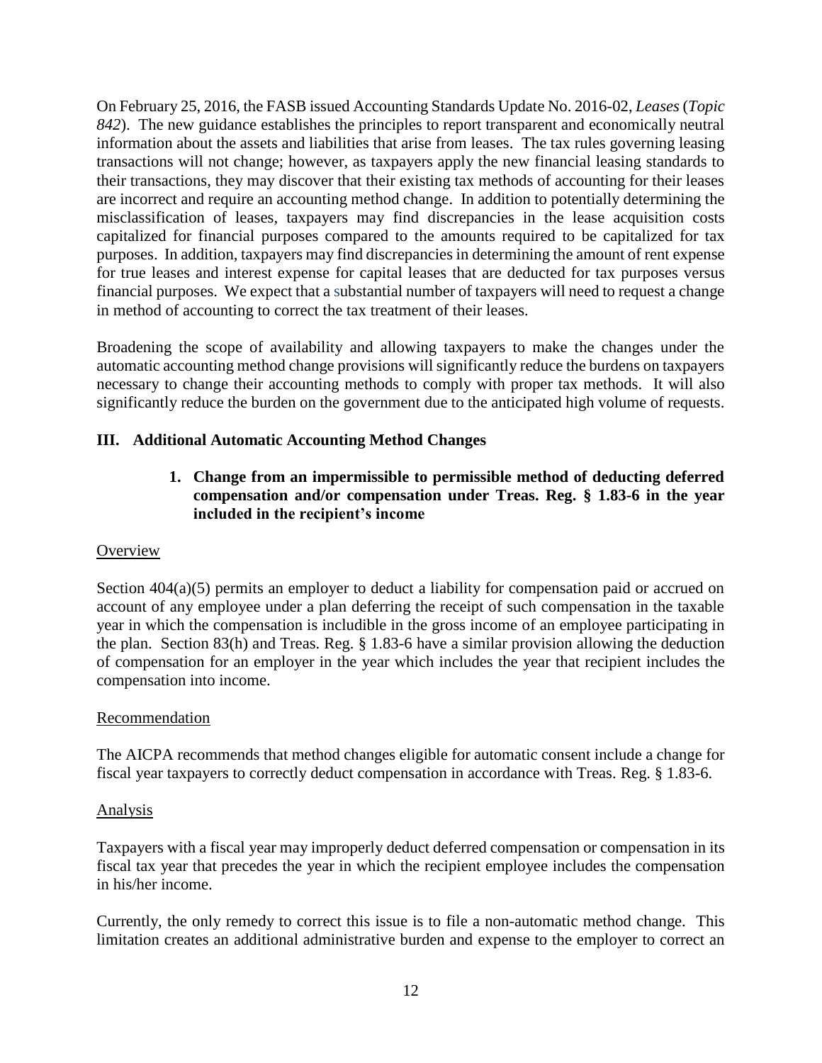On February 25, 2016, the FASB issued Accounting Standards Update No. 2016-02, *Leases* (*Topic 842*). The new guidance establishes the principles to report transparent and economically neutral information about the assets and liabilities that arise from leases. The tax rules governing leasing transactions will not change; however, as taxpayers apply the new financial leasing standards to their transactions, they may discover that their existing tax methods of accounting for their leases are incorrect and require an accounting method change. In addition to potentially determining the misclassification of leases, taxpayers may find discrepancies in the lease acquisition costs capitalized for financial purposes compared to the amounts required to be capitalized for tax purposes. In addition, taxpayers may find discrepancies in determining the amount of rent expense for true leases and interest expense for capital leases that are deducted for tax purposes versus financial purposes. We expect that a substantial number of taxpayers will need to request a change in method of accounting to correct the tax treatment of their leases.

Broadening the scope of availability and allowing taxpayers to make the changes under the automatic accounting method change provisions will significantly reduce the burdens on taxpayers necessary to change their accounting methods to comply with proper tax methods. It will also significantly reduce the burden on the government due to the anticipated high volume of requests.

## III. Additional Automatic Accounting Method Changes

### 1. Change from an impermissible to permissible method of deducting deferred compensation and/or compensation under Treas. Reg. § 1.83-6 in the year included in the recipient's income

Overview

Section 404(a)(5) permits an employer to deduct a liability for compensation paid or accrued on account of any employee under a plan deferring the receipt of such compensation in the taxable year in which the compensation is includible in the gross income of an employee participating in the plan. Section 83(h) and Treas. Reg. § 1.83-6 have a similar provision allowing the deduction of compensation for an employer in the year which includes the year that recipient includes the compensation into income.

Recommendation

The AICPA recommends that method changes eligible for automatic consent include a change for fiscal year taxpayers to correctly deduct compensation in accordance with Treas. Reg. § 1.83-6.

Analysis

Taxpayers with a fiscal year may improperly deduct deferred compensation or compensation in its fiscal tax year that precedes the year in which the recipient employee includes the compensation in his/her income.

Currently, the only remedy to correct this issue is to file a non-automatic method change. This limitation creates an additional administrative burden and expense to the employer to correct an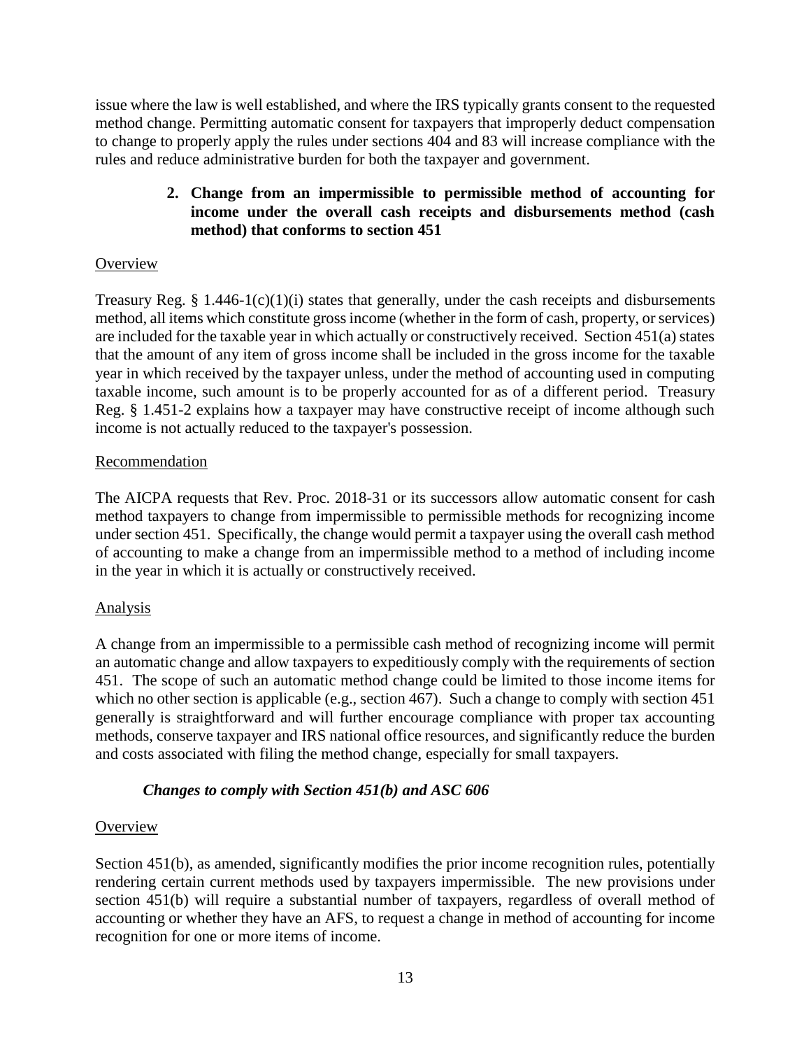issue where the law is well established, and where the IRS typically grants consent to the requested method change. Permitting automatic consent for taxpayers that improperly deduct compensation to change to properly apply the rules under sections 404 and 83 will increase compliance with the rules and reduce administrative burden for both the taxpayer and government.

**2. Change from an impermissible to permissible method of accounting for income under the overall cash receipts and disbursements method (cash method) that conforms to section 451**

Overview

Treasury Reg. § 1.446-1(c)(1)(i) states that generally, under the cash receipts and disbursements method, all items which constitute gross income (whether in the form of cash, property, or services) are included for the taxable year in which actually or constructively received. Section 451(a) states that the amount of any item of gross income shall be included in the gross income for the taxable year in which received by the taxpayer unless, under the method of accounting used in computing taxable income, such amount is to be properly accounted for as of a different period. Treasury Reg. § 1.451-2 explains how a taxpayer may have constructive receipt of income although such income is not actually reduced to the taxpayer's possession.

Recommendation

The AICPA requests that Rev. Proc. 2018-31 or its successors allow automatic consent for cash method taxpayers to change from impermissible to permissible methods for recognizing income under section 451. Specifically, the change would permit a taxpayer using the overall cash method of accounting to make a change from an impermissible method to a method of including income in the year in which it is actually or constructively received.

Analysis

A change from an impermissible to a permissible cash method of recognizing income will permit an automatic change and allow taxpayers to expeditiously comply with the requirements of section 451. The scope of such an automatic method change could be limited to those income items for which no other section is applicable (e.g., section 467). Such a change to comply with section 451 generally is straightforward and will further encourage compliance with proper tax accounting methods, conserve taxpayer and IRS national office resources, and significantly reduce the burden and costs associated with filing the method change, especially for small taxpayers.

***Changes to comply with Section 451(b) and ASC 606***

Overview

Section 451(b), as amended, significantly modifies the prior income recognition rules, potentially rendering certain current methods used by taxpayers impermissible. The new provisions under section 451(b) will require a substantial number of taxpayers, regardless of overall method of accounting or whether they have an AFS, to request a change in method of accounting for income recognition for one or more items of income.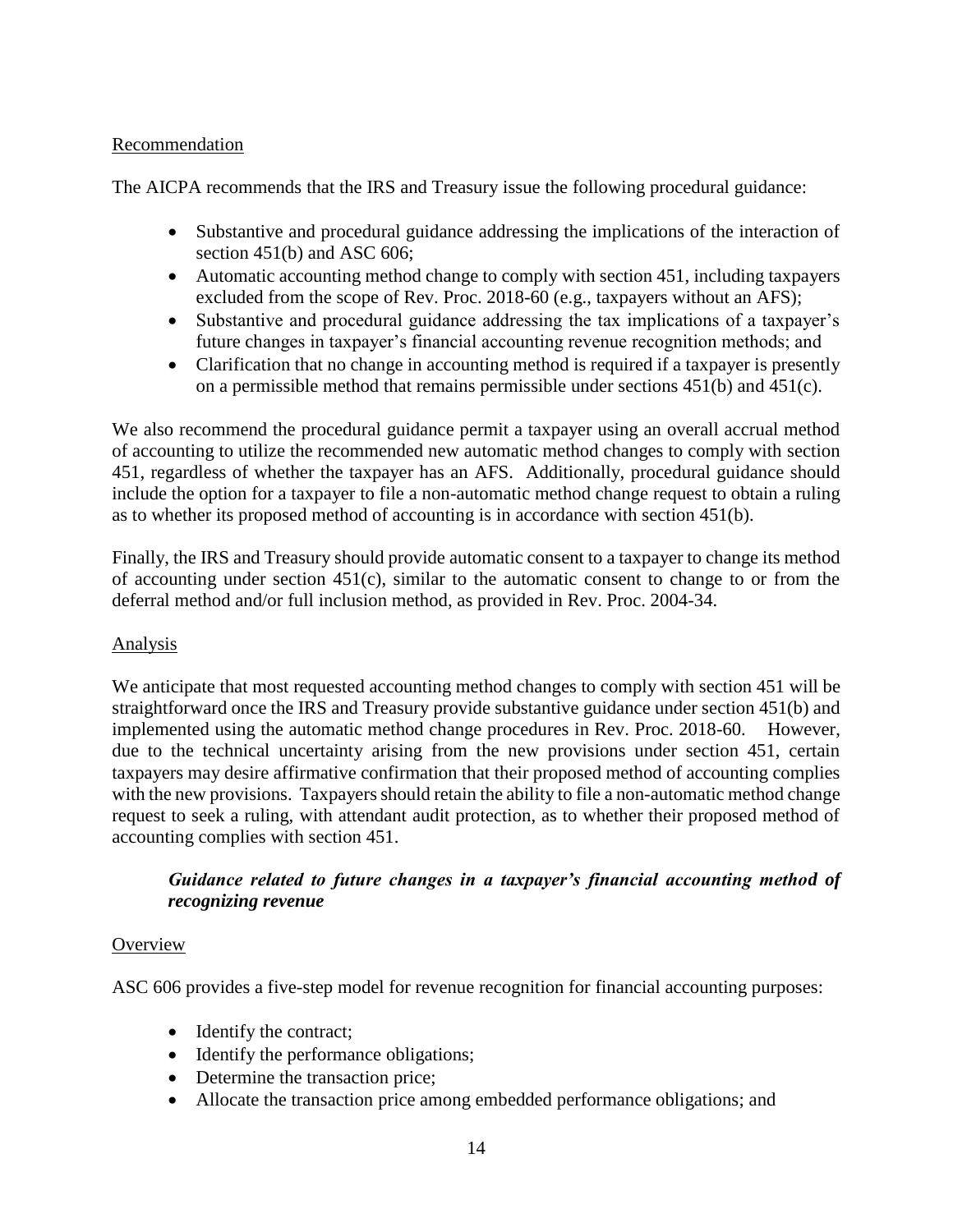Recommendation

The AICPA recommends that the IRS and Treasury issue the following procedural guidance:

- Substantive and procedural guidance addressing the implications of the interaction of section 451(b) and ASC 606;
- Automatic accounting method change to comply with section 451, including taxpayers excluded from the scope of Rev. Proc. 2018-60 (e.g., taxpayers without an AFS);
- Substantive and procedural guidance addressing the tax implications of a taxpayer's future changes in taxpayer's financial accounting revenue recognition methods; and
- Clarification that no change in accounting method is required if a taxpayer is presently on a permissible method that remains permissible under sections 451(b) and 451(c).

We also recommend the procedural guidance permit a taxpayer using an overall accrual method of accounting to utilize the recommended new automatic method changes to comply with section 451, regardless of whether the taxpayer has an AFS. Additionally, procedural guidance should include the option for a taxpayer to file a non-automatic method change request to obtain a ruling as to whether its proposed method of accounting is in accordance with section 451(b).

Finally, the IRS and Treasury should provide automatic consent to a taxpayer to change its method of accounting under section 451(c), similar to the automatic consent to change to or from the deferral method and/or full inclusion method, as provided in Rev. Proc. 2004-34.

Analysis

We anticipate that most requested accounting method changes to comply with section 451 will be straightforward once the IRS and Treasury provide substantive guidance under section 451(b) and implemented using the automatic method change procedures in Rev. Proc. 2018-60. However, due to the technical uncertainty arising from the new provisions under section 451, certain taxpayers may desire affirmative confirmation that their proposed method of accounting complies with the new provisions. Taxpayers should retain the ability to file a non-automatic method change request to seek a ruling, with attendant audit protection, as to whether their proposed method of accounting complies with section 451.

***Guidance related to future changes in a taxpayer's financial accounting method of recognizing revenue***

Overview

ASC 606 provides a five-step model for revenue recognition for financial accounting purposes:

- Identify the contract;
- Identify the performance obligations;
- Determine the transaction price;
- Allocate the transaction price among embedded performance obligations; and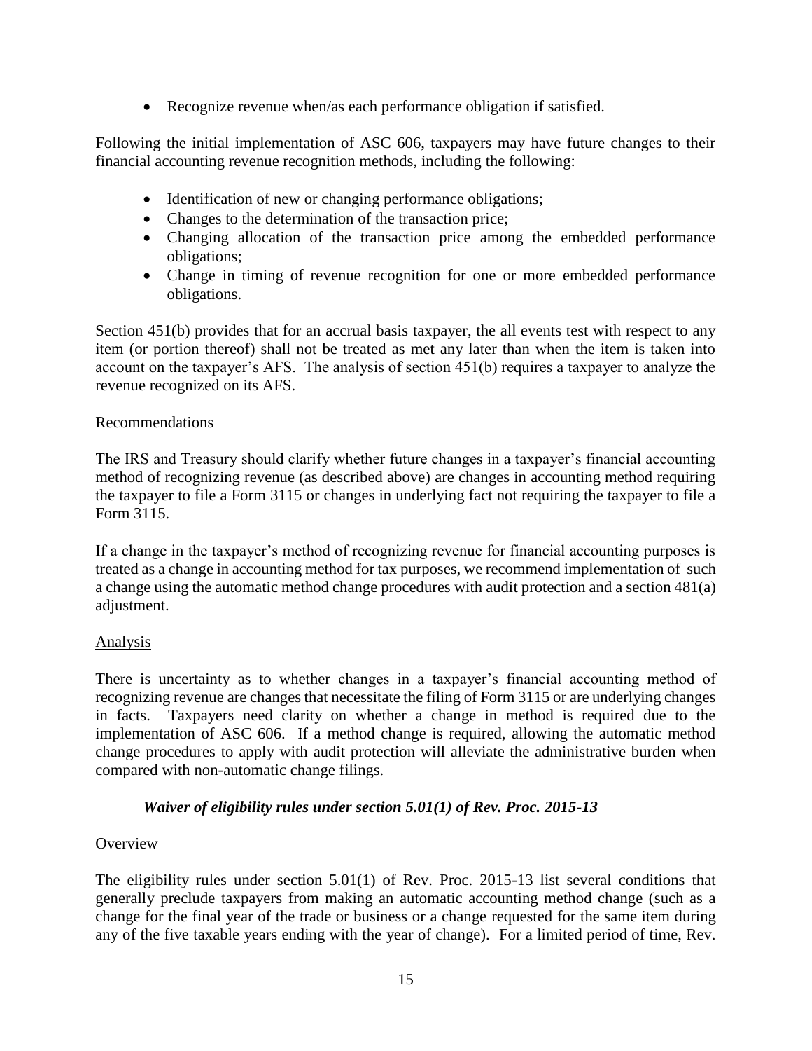- Recognize revenue when/as each performance obligation if satisfied.

Following the initial implementation of ASC 606, taxpayers may have future changes to their financial accounting revenue recognition methods, including the following:

- Identification of new or changing performance obligations;
- Changes to the determination of the transaction price;
- Changing allocation of the transaction price among the embedded performance obligations;
- Change in timing of revenue recognition for one or more embedded performance obligations.

Section 451(b) provides that for an accrual basis taxpayer, the all events test with respect to any item (or portion thereof) shall not be treated as met any later than when the item is taken into account on the taxpayer's AFS. The analysis of section 451(b) requires a taxpayer to analyze the revenue recognized on its AFS.

<u>Recommendations</u>

The IRS and Treasury should clarify whether future changes in a taxpayer's financial accounting method of recognizing revenue (as described above) are changes in accounting method requiring the taxpayer to file a Form 3115 or changes in underlying fact not requiring the taxpayer to file a Form 3115.

If a change in the taxpayer's method of recognizing revenue for financial accounting purposes is treated as a change in accounting method for tax purposes, we recommend implementation of such a change using the automatic method change procedures with audit protection and a section 481(a) adjustment.

<u>Analysis</u>

There is uncertainty as to whether changes in a taxpayer's financial accounting method of recognizing revenue are changes that necessitate the filing of Form 3115 or are underlying changes in facts. Taxpayers need clarity on whether a change in method is required due to the implementation of ASC 606. If a method change is required, allowing the automatic method change procedures to apply with audit protection will alleviate the administrative burden when compared with non-automatic change filings.

### *Waiver of eligibility rules under section 5.01(1) of Rev. Proc. 2015-13*

<u>Overview</u>

The eligibility rules under section 5.01(1) of Rev. Proc. 2015-13 list several conditions that generally preclude taxpayers from making an automatic accounting method change (such as a change for the final year of the trade or business or a change requested for the same item during any of the five taxable years ending with the year of change). For a limited period of time, Rev.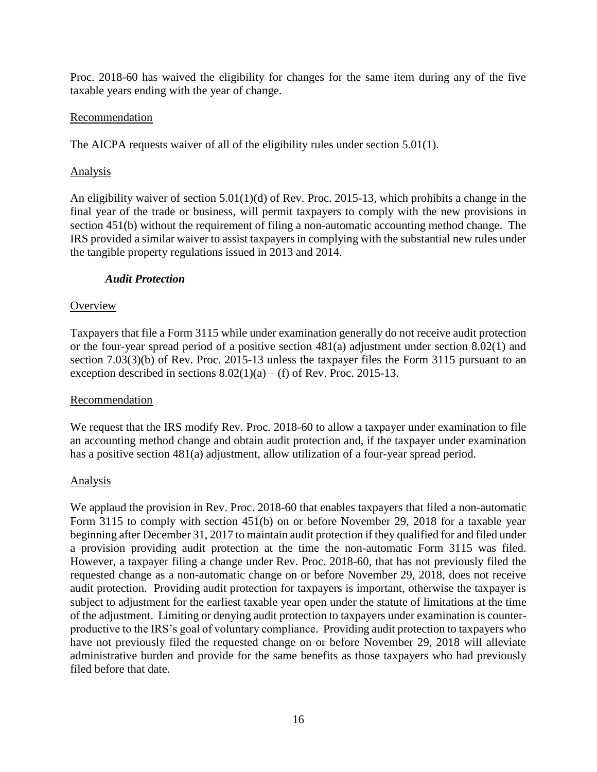Proc. 2018-60 has waived the eligibility for changes for the same item during any of the five taxable years ending with the year of change.

Recommendation

The AICPA requests waiver of all of the eligibility rules under section 5.01(1).

Analysis

An eligibility waiver of section 5.01(1)(d) of Rev. Proc. 2015-13, which prohibits a change in the final year of the trade or business, will permit taxpayers to comply with the new provisions in section 451(b) without the requirement of filing a non-automatic accounting method change. The IRS provided a similar waiver to assist taxpayers in complying with the substantial new rules under the tangible property regulations issued in 2013 and 2014.

***Audit Protection***

Overview

Taxpayers that file a Form 3115 while under examination generally do not receive audit protection or the four-year spread period of a positive section 481(a) adjustment under section 8.02(1) and section 7.03(3)(b) of Rev. Proc. 2015-13 unless the taxpayer files the Form 3115 pursuant to an exception described in sections 8.02(1)(a) – (f) of Rev. Proc. 2015-13.

Recommendation

We request that the IRS modify Rev. Proc. 2018-60 to allow a taxpayer under examination to file an accounting method change and obtain audit protection and, if the taxpayer under examination has a positive section 481(a) adjustment, allow utilization of a four-year spread period.

Analysis

We applaud the provision in Rev. Proc. 2018-60 that enables taxpayers that filed a non-automatic Form 3115 to comply with section 451(b) on or before November 29, 2018 for a taxable year beginning after December 31, 2017 to maintain audit protection if they qualified for and filed under a provision providing audit protection at the time the non-automatic Form 3115 was filed. However, a taxpayer filing a change under Rev. Proc. 2018-60, that has not previously filed the requested change as a non-automatic change on or before November 29, 2018, does not receive audit protection. Providing audit protection for taxpayers is important, otherwise the taxpayer is subject to adjustment for the earliest taxable year open under the statute of limitations at the time of the adjustment. Limiting or denying audit protection to taxpayers under examination is counter-productive to the IRS's goal of voluntary compliance. Providing audit protection to taxpayers who have not previously filed the requested change on or before November 29, 2018 will alleviate administrative burden and provide for the same benefits as those taxpayers who had previously filed before that date.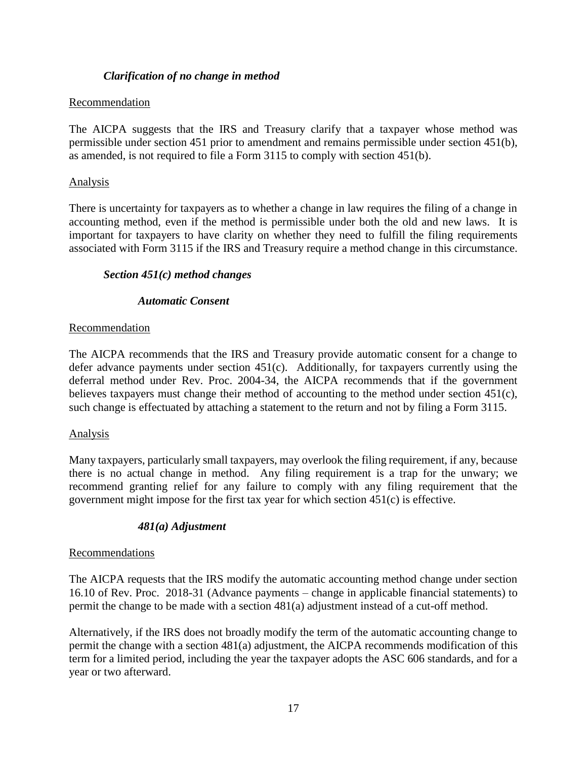#### *Clarification of no change in method*

Recommendation

The AICPA suggests that the IRS and Treasury clarify that a taxpayer whose method was permissible under section 451 prior to amendment and remains permissible under section 451(b), as amended, is not required to file a Form 3115 to comply with section 451(b).

Analysis

There is uncertainty for taxpayers as to whether a change in law requires the filing of a change in accounting method, even if the method is permissible under both the old and new laws. It is important for taxpayers to have clarity on whether they need to fulfill the filing requirements associated with Form 3115 if the IRS and Treasury require a method change in this circumstance.

#### *Section 451(c) method changes*

##### *Automatic Consent*

Recommendation

The AICPA recommends that the IRS and Treasury provide automatic consent for a change to defer advance payments under section 451(c). Additionally, for taxpayers currently using the deferral method under Rev. Proc. 2004-34, the AICPA recommends that if the government believes taxpayers must change their method of accounting to the method under section 451(c), such change is effectuated by attaching a statement to the return and not by filing a Form 3115.

Analysis

Many taxpayers, particularly small taxpayers, may overlook the filing requirement, if any, because there is no actual change in method. Any filing requirement is a trap for the unwary; we recommend granting relief for any failure to comply with any filing requirement that the government might impose for the first tax year for which section 451(c) is effective.

##### *481(a) Adjustment*

Recommendations

The AICPA requests that the IRS modify the automatic accounting method change under section 16.10 of Rev. Proc. 2018-31 (Advance payments – change in applicable financial statements) to permit the change to be made with a section 481(a) adjustment instead of a cut-off method.

Alternatively, if the IRS does not broadly modify the term of the automatic accounting change to permit the change with a section 481(a) adjustment, the AICPA recommends modification of this term for a limited period, including the year the taxpayer adopts the ASC 606 standards, and for a year or two afterward.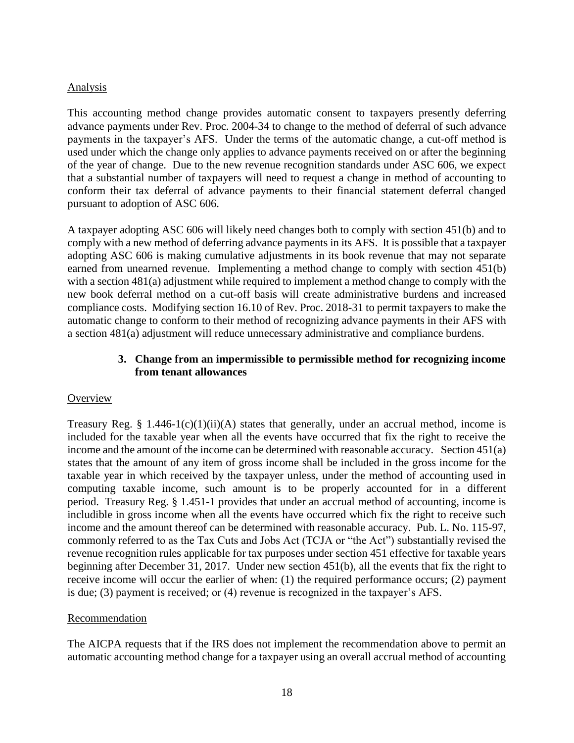Analysis

This accounting method change provides automatic consent to taxpayers presently deferring advance payments under Rev. Proc. 2004-34 to change to the method of deferral of such advance payments in the taxpayer's AFS. Under the terms of the automatic change, a cut-off method is used under which the change only applies to advance payments received on or after the beginning of the year of change. Due to the new revenue recognition standards under ASC 606, we expect that a substantial number of taxpayers will need to request a change in method of accounting to conform their tax deferral of advance payments to their financial statement deferral changed pursuant to adoption of ASC 606.

A taxpayer adopting ASC 606 will likely need changes both to comply with section 451(b) and to comply with a new method of deferring advance payments in its AFS. It is possible that a taxpayer adopting ASC 606 is making cumulative adjustments in its book revenue that may not separate earned from unearned revenue. Implementing a method change to comply with section 451(b) with a section 481(a) adjustment while required to implement a method change to comply with the new book deferral method on a cut-off basis will create administrative burdens and increased compliance costs. Modifying section 16.10 of Rev. Proc. 2018-31 to permit taxpayers to make the automatic change to conform to their method of recognizing advance payments in their AFS with a section 481(a) adjustment will reduce unnecessary administrative and compliance burdens.

### 3. Change from an impermissible to permissible method for recognizing income from tenant allowances

Overview

Treasury Reg. § 1.446-1(c)(1)(ii)(A) states that generally, under an accrual method, income is included for the taxable year when all the events have occurred that fix the right to receive the income and the amount of the income can be determined with reasonable accuracy. Section 451(a) states that the amount of any item of gross income shall be included in the gross income for the taxable year in which received by the taxpayer unless, under the method of accounting used in computing taxable income, such amount is to be properly accounted for in a different period. Treasury Reg. § 1.451-1 provides that under an accrual method of accounting, income is includible in gross income when all the events have occurred which fix the right to receive such income and the amount thereof can be determined with reasonable accuracy. Pub. L. No. 115-97, commonly referred to as the Tax Cuts and Jobs Act (TCJA or "the Act") substantially revised the revenue recognition rules applicable for tax purposes under section 451 effective for taxable years beginning after December 31, 2017. Under new section 451(b), all the events that fix the right to receive income will occur the earlier of when: (1) the required performance occurs; (2) payment is due; (3) payment is received; or (4) revenue is recognized in the taxpayer's AFS.

Recommendation

The AICPA requests that if the IRS does not implement the recommendation above to permit an automatic accounting method change for a taxpayer using an overall accrual method of accounting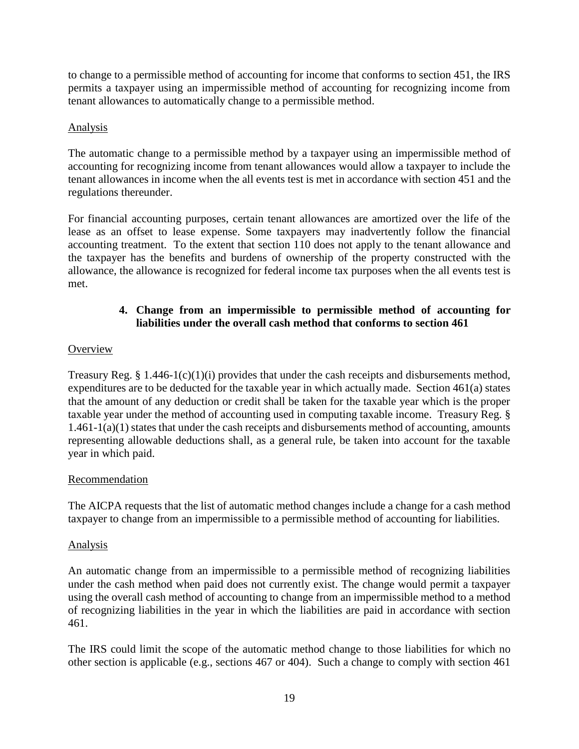to change to a permissible method of accounting for income that conforms to section 451, the IRS permits a taxpayer using an impermissible method of accounting for recognizing income from tenant allowances to automatically change to a permissible method.

Analysis

The automatic change to a permissible method by a taxpayer using an impermissible method of accounting for recognizing income from tenant allowances would allow a taxpayer to include the tenant allowances in income when the all events test is met in accordance with section 451 and the regulations thereunder.

For financial accounting purposes, certain tenant allowances are amortized over the life of the lease as an offset to lease expense. Some taxpayers may inadvertently follow the financial accounting treatment. To the extent that section 110 does not apply to the tenant allowance and the taxpayer has the benefits and burdens of ownership of the property constructed with the allowance, the allowance is recognized for federal income tax purposes when the all events test is met.

**4. Change from an impermissible to permissible method of accounting for liabilities under the overall cash method that conforms to section 461**

Overview

Treasury Reg. § 1.446-1(c)(1)(i) provides that under the cash receipts and disbursements method, expenditures are to be deducted for the taxable year in which actually made. Section 461(a) states that the amount of any deduction or credit shall be taken for the taxable year which is the proper taxable year under the method of accounting used in computing taxable income. Treasury Reg. § 1.461-1(a)(1) states that under the cash receipts and disbursements method of accounting, amounts representing allowable deductions shall, as a general rule, be taken into account for the taxable year in which paid.

Recommendation

The AICPA requests that the list of automatic method changes include a change for a cash method taxpayer to change from an impermissible to a permissible method of accounting for liabilities.

Analysis

An automatic change from an impermissible to a permissible method of recognizing liabilities under the cash method when paid does not currently exist. The change would permit a taxpayer using the overall cash method of accounting to change from an impermissible method to a method of recognizing liabilities in the year in which the liabilities are paid in accordance with section 461.

The IRS could limit the scope of the automatic method change to those liabilities for which no other section is applicable (e.g., sections 467 or 404). Such a change to comply with section 461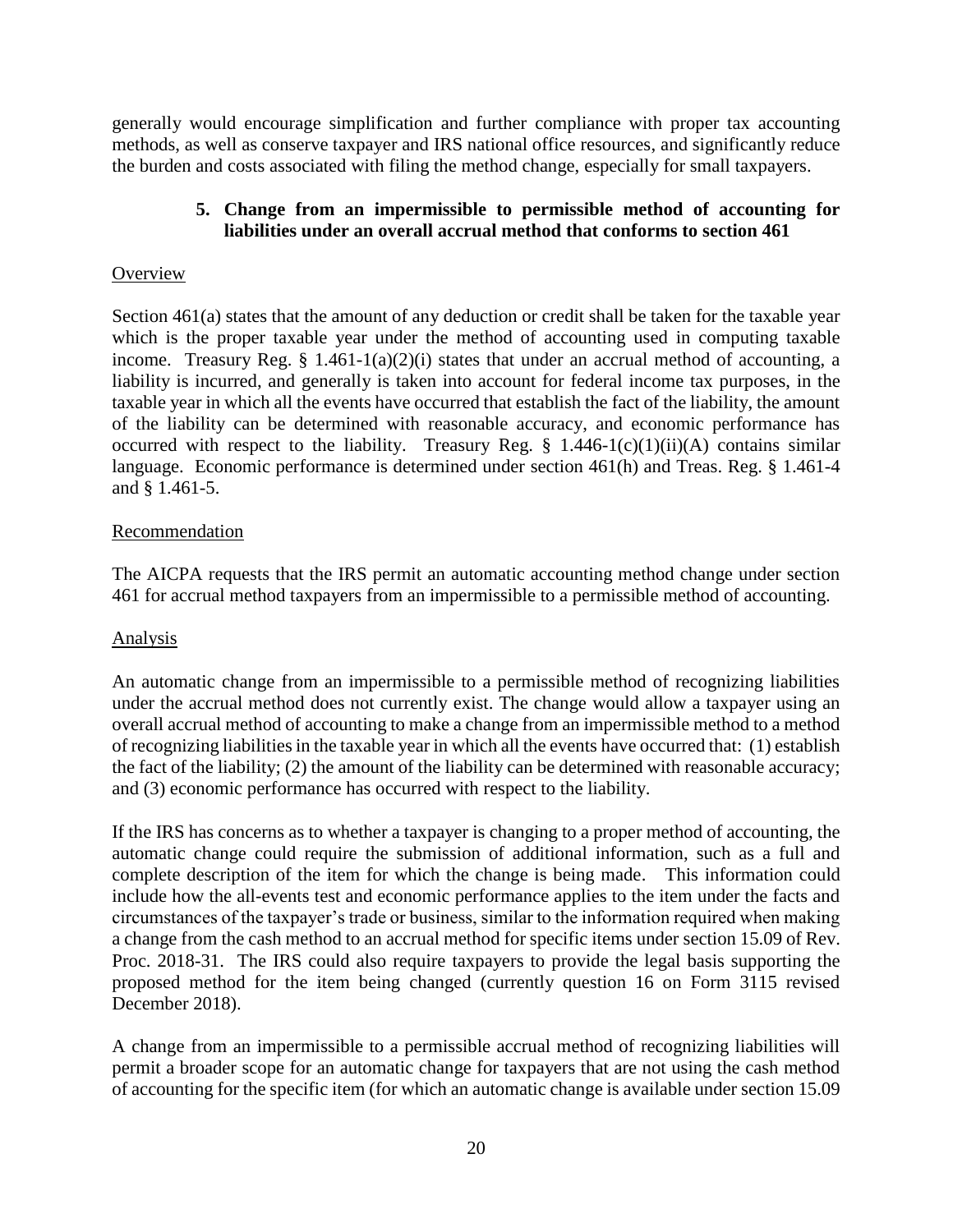generally would encourage simplification and further compliance with proper tax accounting methods, as well as conserve taxpayer and IRS national office resources, and significantly reduce the burden and costs associated with filing the method change, especially for small taxpayers.

### 5. Change from an impermissible to permissible method of accounting for liabilities under an overall accrual method that conforms to section 461

Overview

Section 461(a) states that the amount of any deduction or credit shall be taken for the taxable year which is the proper taxable year under the method of accounting used in computing taxable income. Treasury Reg. § 1.461-1(a)(2)(i) states that under an accrual method of accounting, a liability is incurred, and generally is taken into account for federal income tax purposes, in the taxable year in which all the events have occurred that establish the fact of the liability, the amount of the liability can be determined with reasonable accuracy, and economic performance has occurred with respect to the liability. Treasury Reg. § 1.446-1(c)(1)(ii)(A) contains similar language. Economic performance is determined under section 461(h) and Treas. Reg. § 1.461-4 and § 1.461-5.

Recommendation

The AICPA requests that the IRS permit an automatic accounting method change under section 461 for accrual method taxpayers from an impermissible to a permissible method of accounting.

Analysis

An automatic change from an impermissible to a permissible method of recognizing liabilities under the accrual method does not currently exist. The change would allow a taxpayer using an overall accrual method of accounting to make a change from an impermissible method to a method of recognizing liabilities in the taxable year in which all the events have occurred that: (1) establish the fact of the liability; (2) the amount of the liability can be determined with reasonable accuracy; and (3) economic performance has occurred with respect to the liability.

If the IRS has concerns as to whether a taxpayer is changing to a proper method of accounting, the automatic change could require the submission of additional information, such as a full and complete description of the item for which the change is being made. This information could include how the all-events test and economic performance applies to the item under the facts and circumstances of the taxpayer's trade or business, similar to the information required when making a change from the cash method to an accrual method for specific items under section 15.09 of Rev. Proc. 2018-31. The IRS could also require taxpayers to provide the legal basis supporting the proposed method for the item being changed (currently question 16 on Form 3115 revised December 2018).

A change from an impermissible to a permissible accrual method of recognizing liabilities will permit a broader scope for an automatic change for taxpayers that are not using the cash method of accounting for the specific item (for which an automatic change is available under section 15.09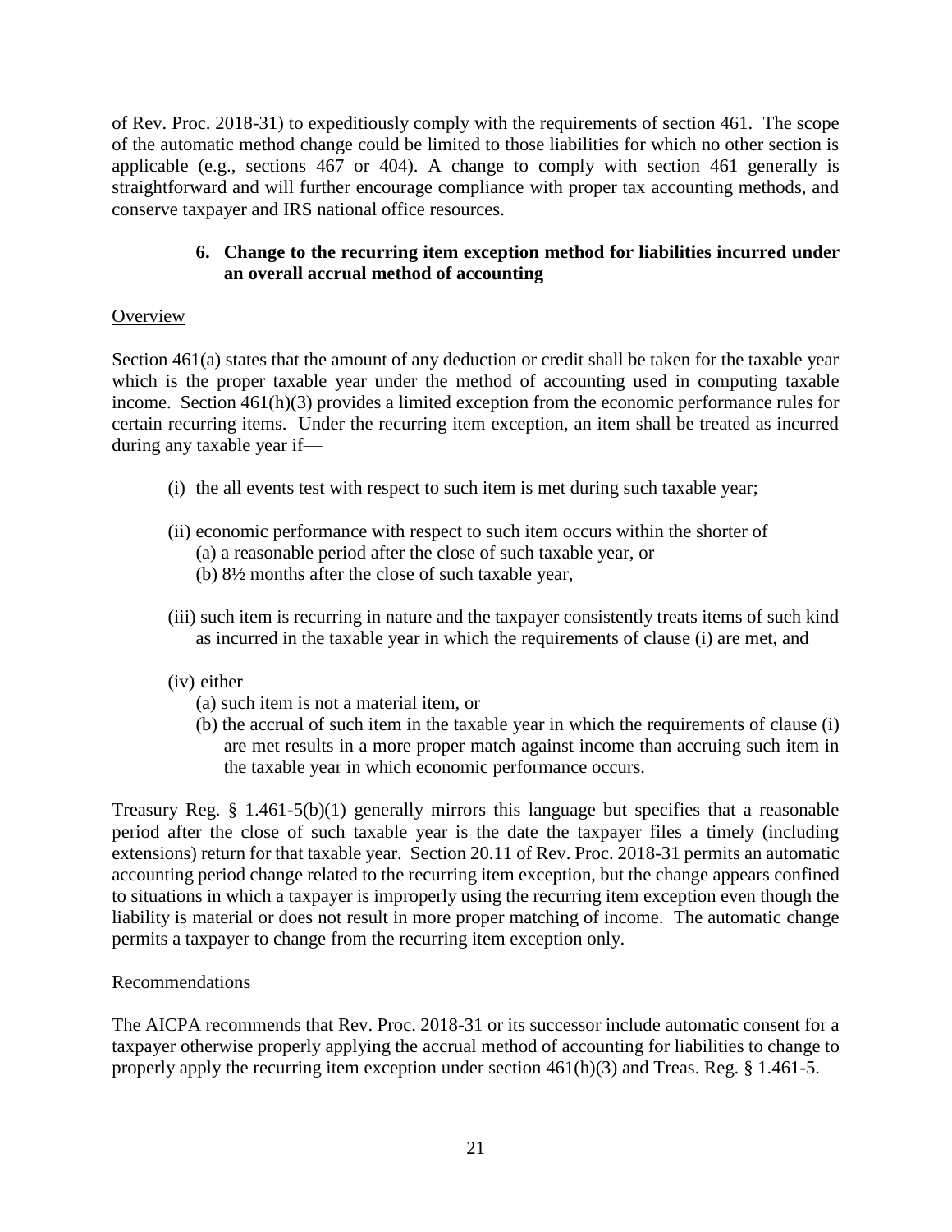of Rev. Proc. 2018-31) to expeditiously comply with the requirements of section 461. The scope of the automatic method change could be limited to those liabilities for which no other section is applicable (e.g., sections 467 or 404). A change to comply with section 461 generally is straightforward and will further encourage compliance with proper tax accounting methods, and conserve taxpayer and IRS national office resources.

### 6. Change to the recurring item exception method for liabilities incurred under an overall accrual method of accounting

Overview

Section 461(a) states that the amount of any deduction or credit shall be taken for the taxable year which is the proper taxable year under the method of accounting used in computing taxable income. Section 461(h)(3) provides a limited exception from the economic performance rules for certain recurring items. Under the recurring item exception, an item shall be treated as incurred during any taxable year if—

(i) the all events test with respect to such item is met during such taxable year;

(ii) economic performance with respect to such item occurs within the shorter of
 (a) a reasonable period after the close of such taxable year, or
 (b) 8½ months after the close of such taxable year,

(iii) such item is recurring in nature and the taxpayer consistently treats items of such kind as incurred in the taxable year in which the requirements of clause (i) are met, and

(iv) either
 (a) such item is not a material item, or
 (b) the accrual of such item in the taxable year in which the requirements of clause (i) are met results in a more proper match against income than accruing such item in the taxable year in which economic performance occurs.

Treasury Reg. § 1.461-5(b)(1) generally mirrors this language but specifies that a reasonable period after the close of such taxable year is the date the taxpayer files a timely (including extensions) return for that taxable year. Section 20.11 of Rev. Proc. 2018-31 permits an automatic accounting period change related to the recurring item exception, but the change appears confined to situations in which a taxpayer is improperly using the recurring item exception even though the liability is material or does not result in more proper matching of income. The automatic change permits a taxpayer to change from the recurring item exception only.

Recommendations

The AICPA recommends that Rev. Proc. 2018-31 or its successor include automatic consent for a taxpayer otherwise properly applying the accrual method of accounting for liabilities to change to properly apply the recurring item exception under section 461(h)(3) and Treas. Reg. § 1.461-5.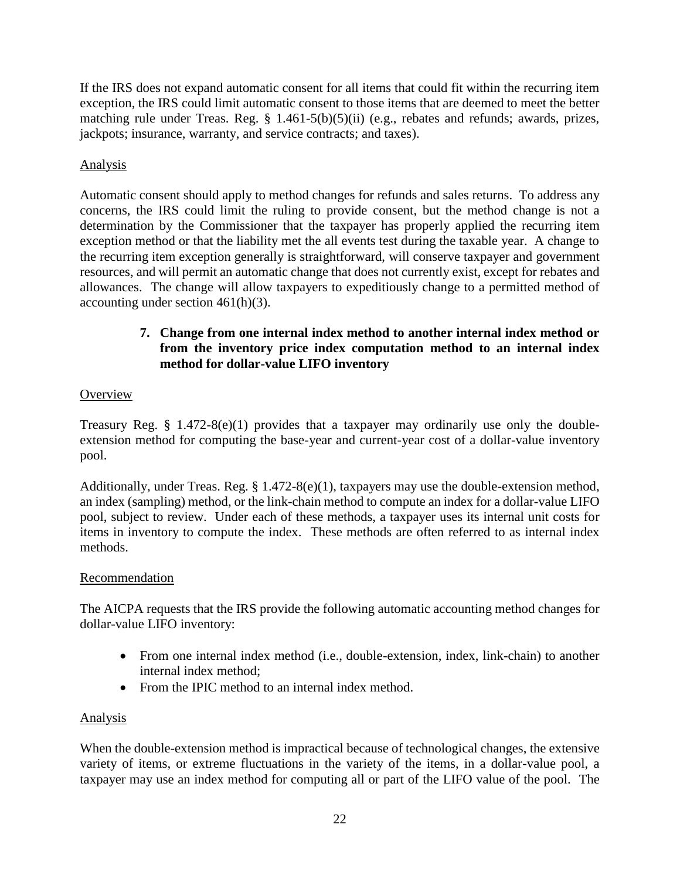If the IRS does not expand automatic consent for all items that could fit within the recurring item exception, the IRS could limit automatic consent to those items that are deemed to meet the better matching rule under Treas. Reg. § 1.461-5(b)(5)(ii) (e.g., rebates and refunds; awards, prizes, jackpots; insurance, warranty, and service contracts; and taxes).

Analysis

Automatic consent should apply to method changes for refunds and sales returns. To address any concerns, the IRS could limit the ruling to provide consent, but the method change is not a determination by the Commissioner that the taxpayer has properly applied the recurring item exception method or that the liability met the all events test during the taxable year. A change to the recurring item exception generally is straightforward, will conserve taxpayer and government resources, and will permit an automatic change that does not currently exist, except for rebates and allowances. The change will allow taxpayers to expeditiously change to a permitted method of accounting under section 461(h)(3).

### 7. Change from one internal index method to another internal index method or from the inventory price index computation method to an internal index method for dollar-value LIFO inventory

Overview

Treasury Reg. § 1.472-8(e)(1) provides that a taxpayer may ordinarily use only the double-extension method for computing the base-year and current-year cost of a dollar-value inventory pool.

Additionally, under Treas. Reg. § 1.472-8(e)(1), taxpayers may use the double-extension method, an index (sampling) method, or the link-chain method to compute an index for a dollar-value LIFO pool, subject to review. Under each of these methods, a taxpayer uses its internal unit costs for items in inventory to compute the index. These methods are often referred to as internal index methods.

Recommendation

The AICPA requests that the IRS provide the following automatic accounting method changes for dollar-value LIFO inventory:

- From one internal index method (i.e., double-extension, index, link-chain) to another internal index method;
- From the IPIC method to an internal index method.

Analysis

When the double-extension method is impractical because of technological changes, the extensive variety of items, or extreme fluctuations in the variety of the items, in a dollar-value pool, a taxpayer may use an index method for computing all or part of the LIFO value of the pool. The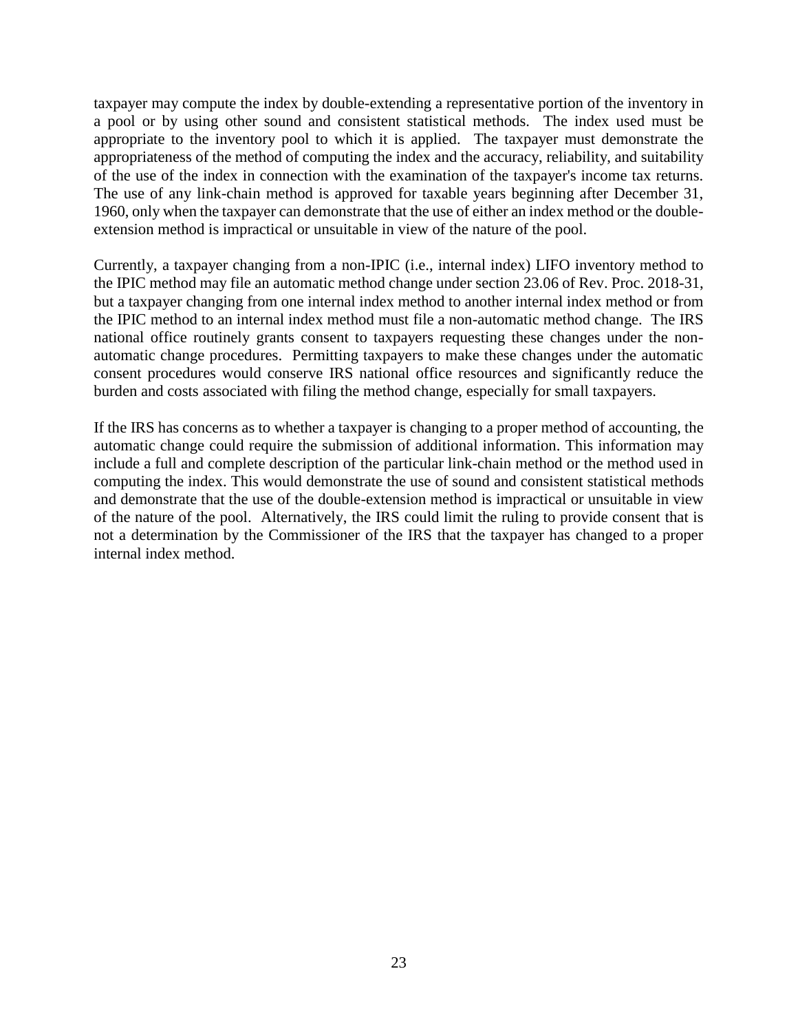taxpayer may compute the index by double-extending a representative portion of the inventory in a pool or by using other sound and consistent statistical methods. The index used must be appropriate to the inventory pool to which it is applied. The taxpayer must demonstrate the appropriateness of the method of computing the index and the accuracy, reliability, and suitability of the use of the index in connection with the examination of the taxpayer's income tax returns. The use of any link-chain method is approved for taxable years beginning after December 31, 1960, only when the taxpayer can demonstrate that the use of either an index method or the double-extension method is impractical or unsuitable in view of the nature of the pool.

Currently, a taxpayer changing from a non-IPIC (i.e., internal index) LIFO inventory method to the IPIC method may file an automatic method change under section 23.06 of Rev. Proc. 2018-31, but a taxpayer changing from one internal index method to another internal index method or from the IPIC method to an internal index method must file a non-automatic method change. The IRS national office routinely grants consent to taxpayers requesting these changes under the non-automatic change procedures. Permitting taxpayers to make these changes under the automatic consent procedures would conserve IRS national office resources and significantly reduce the burden and costs associated with filing the method change, especially for small taxpayers.

If the IRS has concerns as to whether a taxpayer is changing to a proper method of accounting, the automatic change could require the submission of additional information. This information may include a full and complete description of the particular link-chain method or the method used in computing the index. This would demonstrate the use of sound and consistent statistical methods and demonstrate that the use of the double-extension method is impractical or unsuitable in view of the nature of the pool. Alternatively, the IRS could limit the ruling to provide consent that is not a determination by the Commissioner of the IRS that the taxpayer has changed to a proper internal index method.